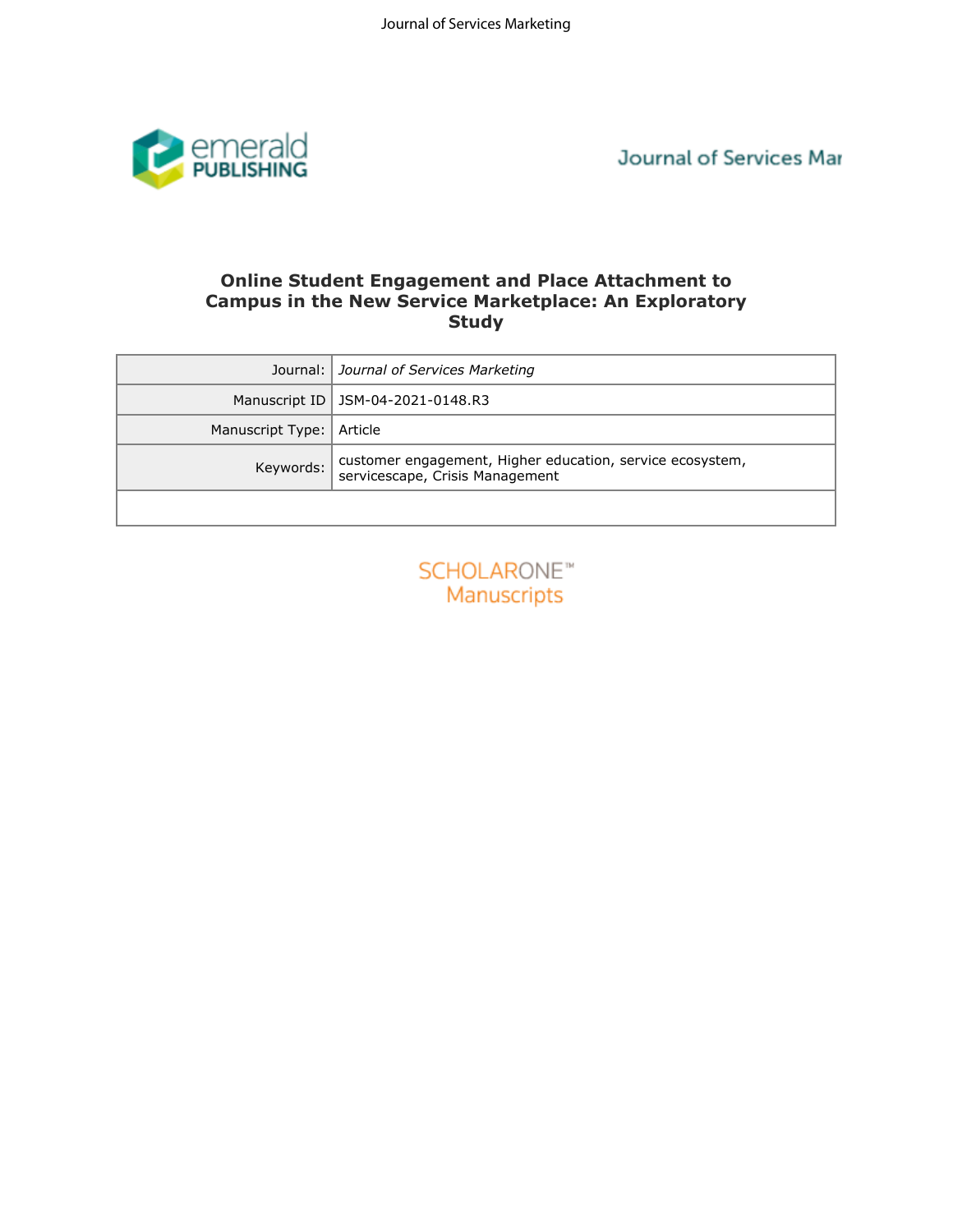# Online Student Engagement and Place Attachment to Campus in the New Service Marketplace: An Exploratory Study

| | |
|---|---|
| Journal: | *Journal of Services Marketing* |
| Manuscript ID | JSM-04-2021-0148.R3 |
| Manuscript Type: | Article |
| Keywords: | customer engagement, Higher education, service ecosystem, servicescape, Crisis Management |
| | |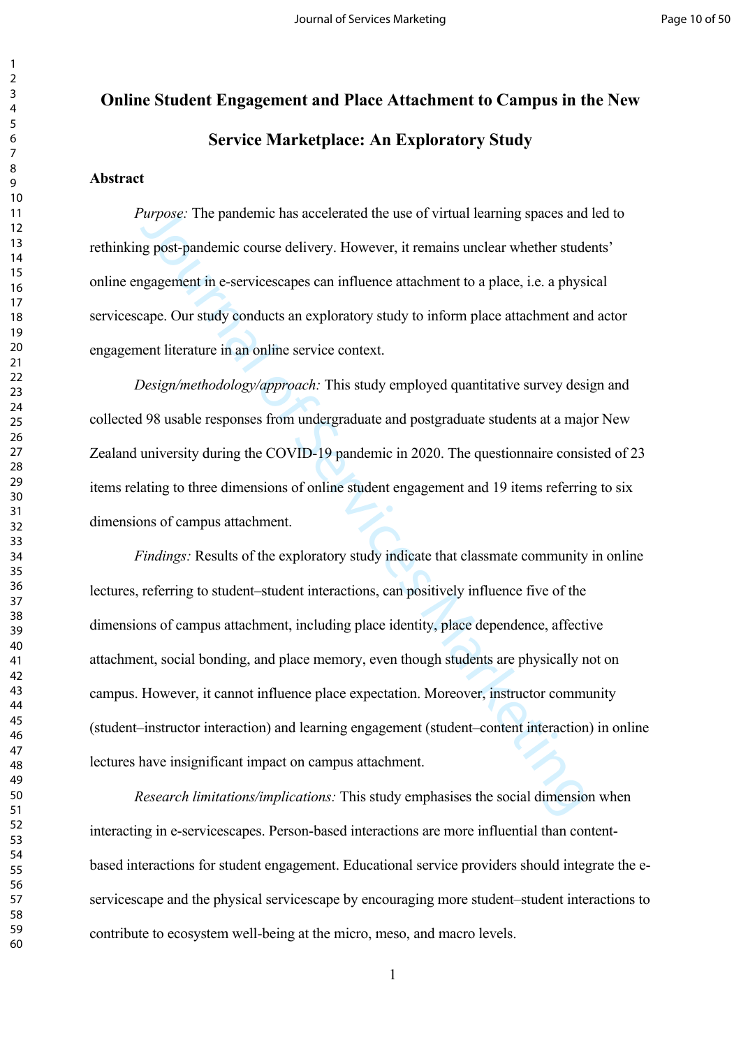# Online Student Engagement and Place Attachment to Campus in the New Service Marketplace: An Exploratory Study

## Abstract

*Purpose:* The pandemic has accelerated the use of virtual learning spaces and led to rethinking post-pandemic course delivery. However, it remains unclear whether students' online engagement in e-servicescapes can influence attachment to a place, i.e. a physical servicescape. Our study conducts an exploratory study to inform place attachment and actor engagement literature in an online service context.

*Design/methodology/approach:* This study employed quantitative survey design and collected 98 usable responses from undergraduate and postgraduate students at a major New Zealand university during the COVID-19 pandemic in 2020. The questionnaire consisted of 23 items relating to three dimensions of online student engagement and 19 items referring to six dimensions of campus attachment.

*Findings:* Results of the exploratory study indicate that classmate community in online lectures, referring to student–student interactions, can positively influence five of the dimensions of campus attachment, including place identity, place dependence, affective attachment, social bonding, and place memory, even though students are physically not on campus. However, it cannot influence place expectation. Moreover, instructor community (student–instructor interaction) and learning engagement (student–content interaction) in online lectures have insignificant impact on campus attachment.

*Research limitations/implications:* This study emphasises the social dimension when interacting in e-servicescapes. Person-based interactions are more influential than content-based interactions for student engagement. Educational service providers should integrate the e-servicescape and the physical servicescape by encouraging more student–student interactions to contribute to ecosystem well-being at the micro, meso, and macro levels.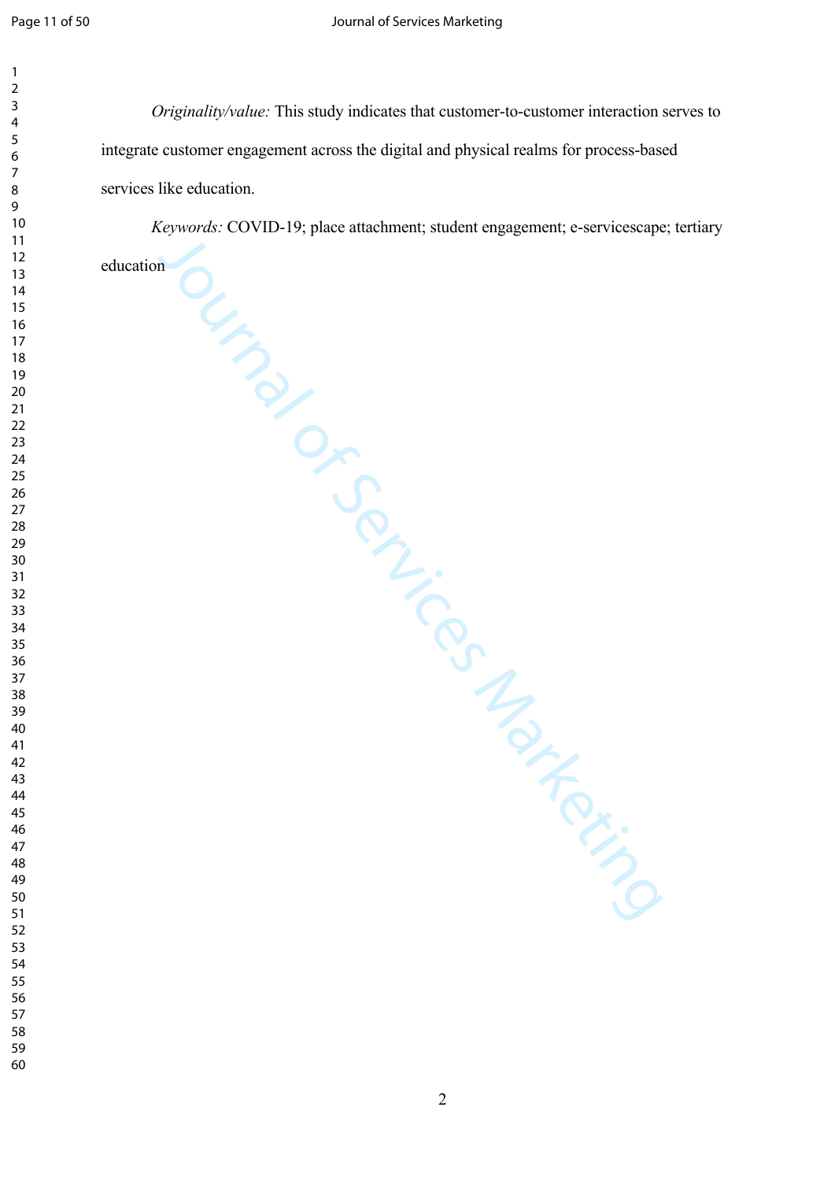*Originality/value:* This study indicates that customer-to-customer interaction serves to integrate customer engagement across the digital and physical realms for process-based services like education.

*Keywords:* COVID-19; place attachment; student engagement; e-servicescape; tertiary education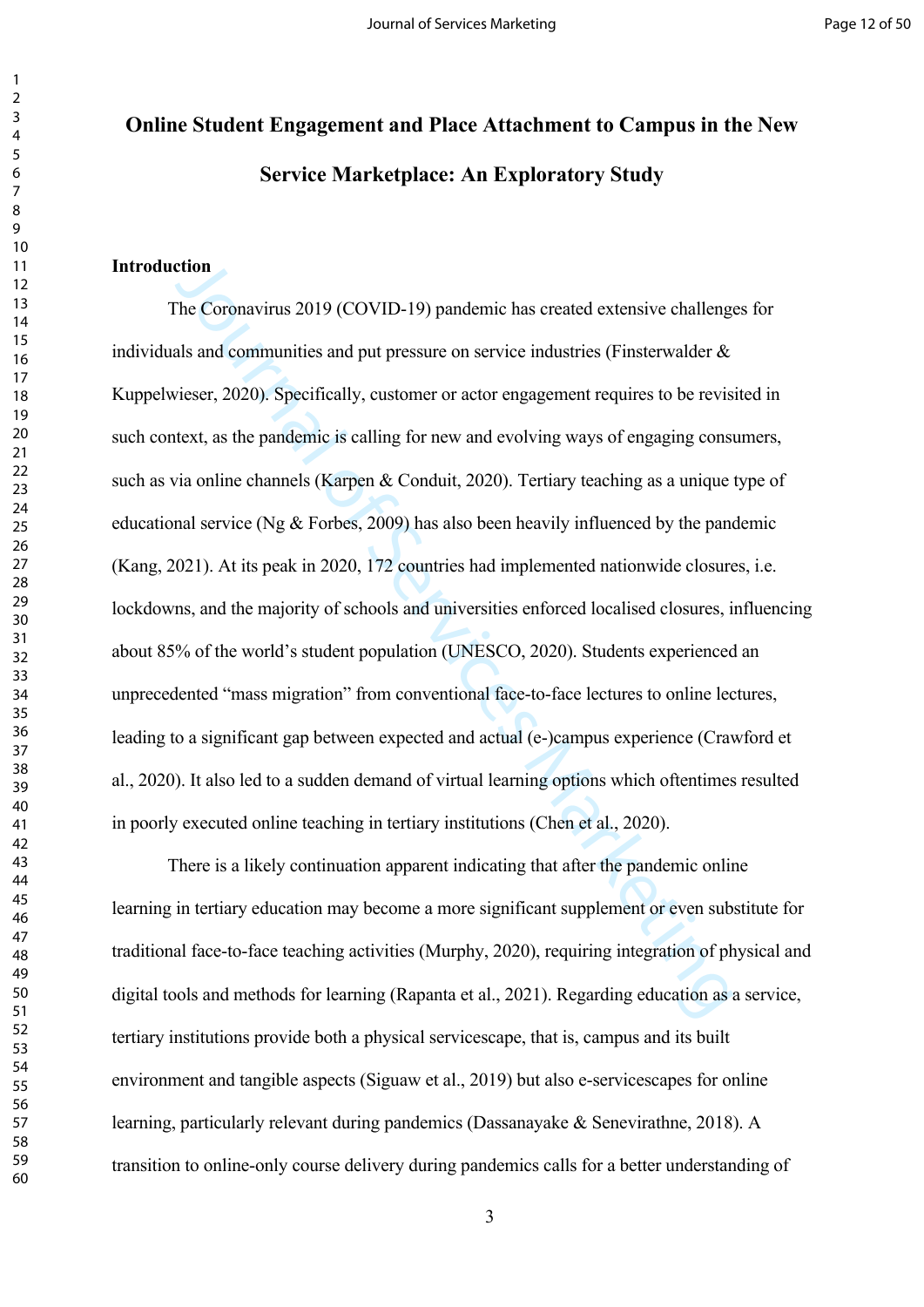# Online Student Engagement and Place Attachment to Campus in the New Service Marketplace: An Exploratory Study

## Introduction

The Coronavirus 2019 (COVID-19) pandemic has created extensive challenges for individuals and communities and put pressure on service industries (Finsterwalder & Kuppelwieser, 2020). Specifically, customer or actor engagement requires to be revisited in such context, as the pandemic is calling for new and evolving ways of engaging consumers, such as via online channels (Karpen & Conduit, 2020). Tertiary teaching as a unique type of educational service (Ng & Forbes, 2009) has also been heavily influenced by the pandemic (Kang, 2021). At its peak in 2020, 172 countries had implemented nationwide closures, i.e. lockdowns, and the majority of schools and universities enforced localised closures, influencing about 85% of the world's student population (UNESCO, 2020). Students experienced an unprecedented "mass migration" from conventional face-to-face lectures to online lectures, leading to a significant gap between expected and actual (e-)campus experience (Crawford et al., 2020). It also led to a sudden demand of virtual learning options which oftentimes resulted in poorly executed online teaching in tertiary institutions (Chen et al., 2020).

There is a likely continuation apparent indicating that after the pandemic online learning in tertiary education may become a more significant supplement or even substitute for traditional face-to-face teaching activities (Murphy, 2020), requiring integration of physical and digital tools and methods for learning (Rapanta et al., 2021). Regarding education as a service, tertiary institutions provide both a physical servicescape, that is, campus and its built environment and tangible aspects (Siguaw et al., 2019) but also e-servicescapes for online learning, particularly relevant during pandemics (Dassanayake & Senevirathne, 2018). A transition to online-only course delivery during pandemics calls for a better understanding of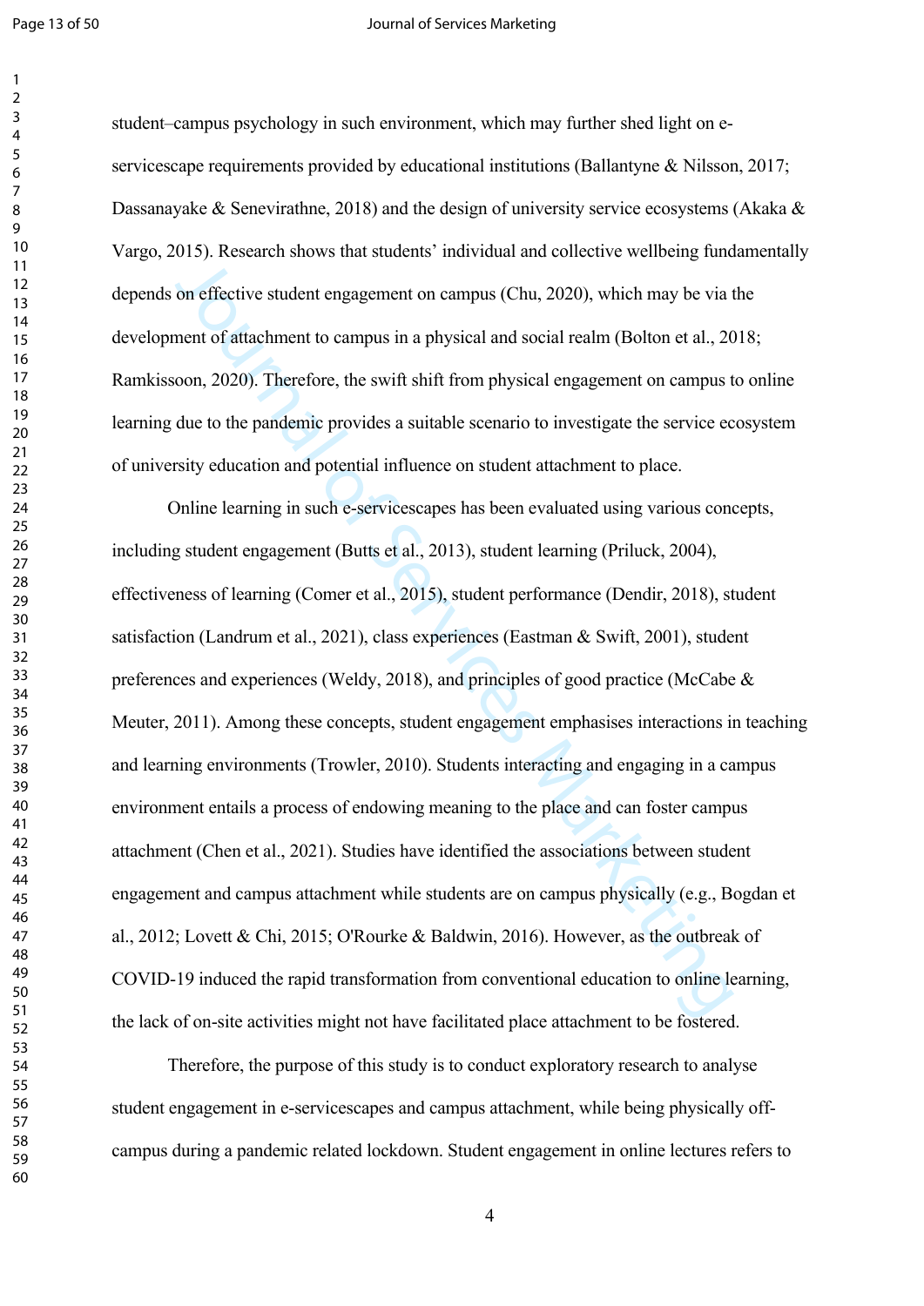student–campus psychology in such environment, which may further shed light on e-servicescape requirements provided by educational institutions (Ballantyne & Nilsson, 2017; Dassanayake & Senevirathne, 2018) and the design of university service ecosystems (Akaka & Vargo, 2015). Research shows that students' individual and collective wellbeing fundamentally depends on effective student engagement on campus (Chu, 2020), which may be via the development of attachment to campus in a physical and social realm (Bolton et al., 2018; Ramkissoon, 2020). Therefore, the swift shift from physical engagement on campus to online learning due to the pandemic provides a suitable scenario to investigate the service ecosystem of university education and potential influence on student attachment to place.

Online learning in such e-servicescapes has been evaluated using various concepts, including student engagement (Butts et al., 2013), student learning (Priluck, 2004), effectiveness of learning (Comer et al., 2015), student performance (Dendir, 2018), student satisfaction (Landrum et al., 2021), class experiences (Eastman & Swift, 2001), student preferences and experiences (Weldy, 2018), and principles of good practice (McCabe & Meuter, 2011). Among these concepts, student engagement emphasises interactions in teaching and learning environments (Trowler, 2010). Students interacting and engaging in a campus environment entails a process of endowing meaning to the place and can foster campus attachment (Chen et al., 2021). Studies have identified the associations between student engagement and campus attachment while students are on campus physically (e.g., Bogdan et al., 2012; Lovett & Chi, 2015; O'Rourke & Baldwin, 2016). However, as the outbreak of COVID-19 induced the rapid transformation from conventional education to online learning, the lack of on-site activities might not have facilitated place attachment to be fostered.

Therefore, the purpose of this study is to conduct exploratory research to analyse student engagement in e-servicescapes and campus attachment, while being physically off-campus during a pandemic related lockdown. Student engagement in online lectures refers to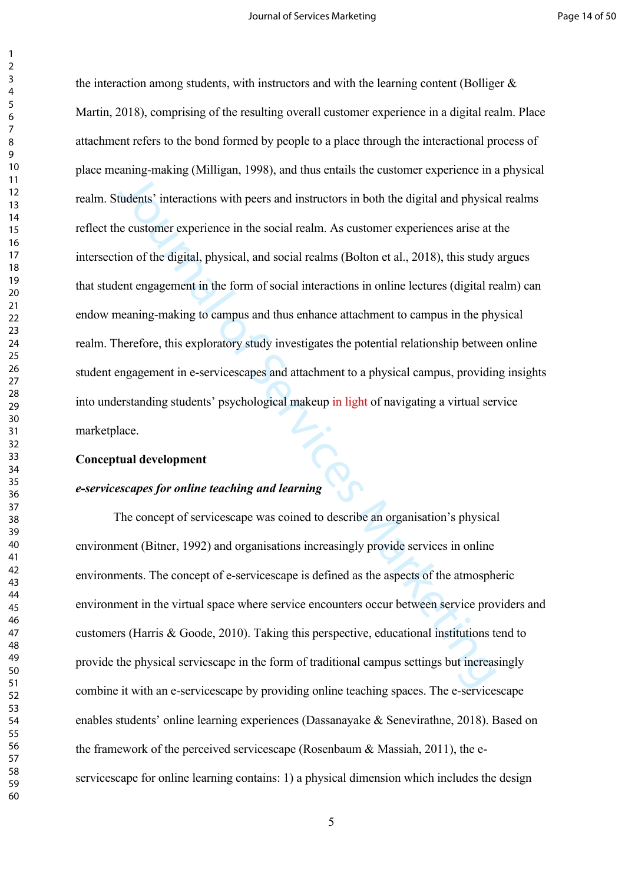the interaction among students, with instructors and with the learning content (Bolliger & Martin, 2018), comprising of the resulting overall customer experience in a digital realm. Place attachment refers to the bond formed by people to a place through the interactional process of place meaning-making (Milligan, 1998), and thus entails the customer experience in a physical realm. Students' interactions with peers and instructors in both the digital and physical realms reflect the customer experience in the social realm. As customer experiences arise at the intersection of the digital, physical, and social realms (Bolton et al., 2018), this study argues that student engagement in the form of social interactions in online lectures (digital realm) can endow meaning-making to campus and thus enhance attachment to campus in the physical realm. Therefore, this exploratory study investigates the potential relationship between online student engagement in e-servicescapes and attachment to a physical campus, providing insights into understanding students' psychological makeup in light of navigating a virtual service marketplace.

## Conceptual development

### *e-servicescapes for online teaching and learning*

The concept of servicescape was coined to describe an organisation's physical environment (Bitner, 1992) and organisations increasingly provide services in online environments. The concept of e-servicescape is defined as the aspects of the atmospheric environment in the virtual space where service encounters occur between service providers and customers (Harris & Goode, 2010). Taking this perspective, educational institutions tend to provide the physical servicscape in the form of traditional campus settings but increasingly combine it with an e-servicescape by providing online teaching spaces. The e-servicescape enables students' online learning experiences (Dassanayake & Senevirathne, 2018). Based on the framework of the perceived servicescape (Rosenbaum & Massiah, 2011), the e-servicescape for online learning contains: 1) a physical dimension which includes the design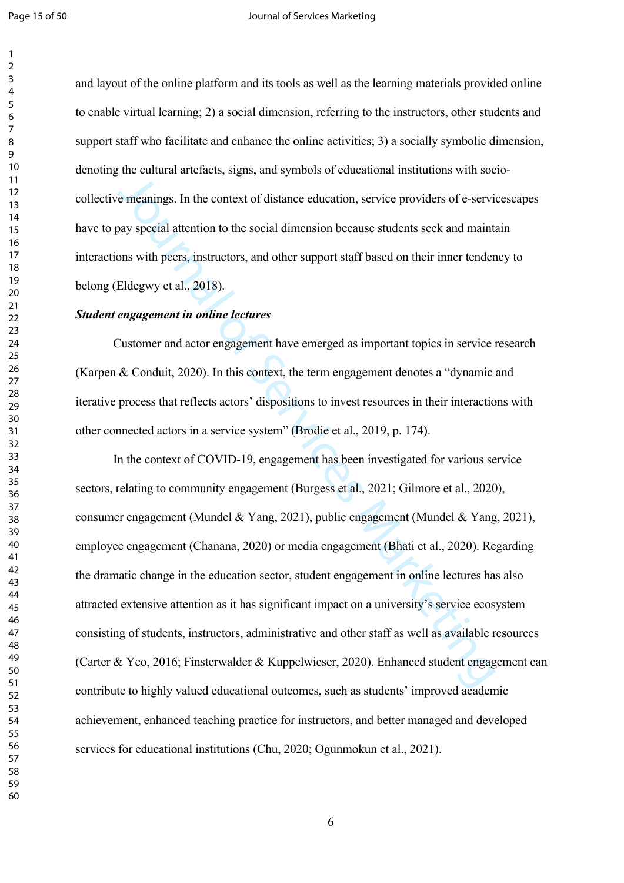and layout of the online platform and its tools as well as the learning materials provided online to enable virtual learning; 2) a social dimension, referring to the instructors, other students and support staff who facilitate and enhance the online activities; 3) a socially symbolic dimension, denoting the cultural artefacts, signs, and symbols of educational institutions with socio-collective meanings. In the context of distance education, service providers of e-servicescapes have to pay special attention to the social dimension because students seek and maintain interactions with peers, instructors, and other support staff based on their inner tendency to belong (Eldegwy et al., 2018).

***Student engagement in online lectures***

Customer and actor engagement have emerged as important topics in service research (Karpen & Conduit, 2020). In this context, the term engagement denotes a "dynamic and iterative process that reflects actors' dispositions to invest resources in their interactions with other connected actors in a service system" (Brodie et al., 2019, p. 174).

In the context of COVID-19, engagement has been investigated for various service sectors, relating to community engagement (Burgess et al., 2021; Gilmore et al., 2020), consumer engagement (Mundel & Yang, 2021), public engagement (Mundel & Yang, 2021), employee engagement (Chanana, 2020) or media engagement (Bhati et al., 2020). Regarding the dramatic change in the education sector, student engagement in online lectures has also attracted extensive attention as it has significant impact on a university's service ecosystem consisting of students, instructors, administrative and other staff as well as available resources (Carter & Yeo, 2016; Finsterwalder & Kuppelwieser, 2020). Enhanced student engagement can contribute to highly valued educational outcomes, such as students' improved academic achievement, enhanced teaching practice for instructors, and better managed and developed services for educational institutions (Chu, 2020; Ogunmokun et al., 2021).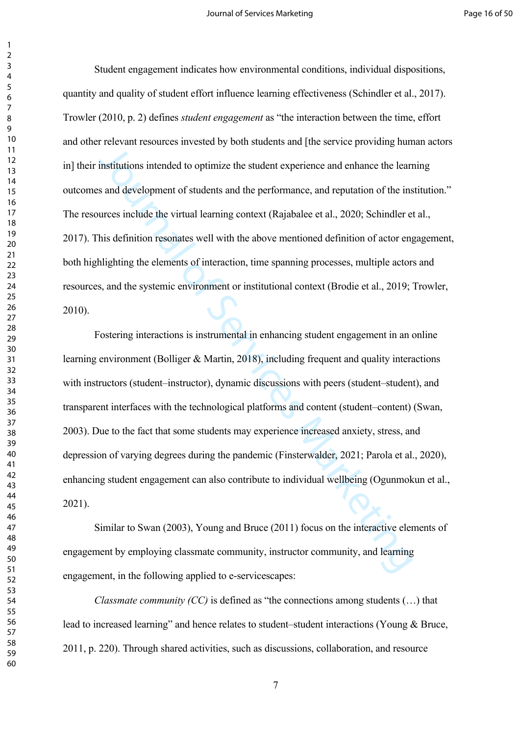Student engagement indicates how environmental conditions, individual dispositions, quantity and quality of student effort influence learning effectiveness (Schindler et al., 2017). Trowler (2010, p. 2) defines *student engagement* as "the interaction between the time, effort and other relevant resources invested by both students and [the service providing human actors in] their institutions intended to optimize the student experience and enhance the learning outcomes and development of students and the performance, and reputation of the institution." The resources include the virtual learning context (Rajabalee et al., 2020; Schindler et al., 2017). This definition resonates well with the above mentioned definition of actor engagement, both highlighting the elements of interaction, time spanning processes, multiple actors and resources, and the systemic environment or institutional context (Brodie et al., 2019; Trowler, 2010).

Fostering interactions is instrumental in enhancing student engagement in an online learning environment (Bolliger & Martin, 2018), including frequent and quality interactions with instructors (student–instructor), dynamic discussions with peers (student–student), and transparent interfaces with the technological platforms and content (student–content) (Swan, 2003). Due to the fact that some students may experience increased anxiety, stress, and depression of varying degrees during the pandemic (Finsterwalder, 2021; Parola et al., 2020), enhancing student engagement can also contribute to individual wellbeing (Ogunmokun et al., 2021).

Similar to Swan (2003), Young and Bruce (2011) focus on the interactive elements of engagement by employing classmate community, instructor community, and learning engagement, in the following applied to e-servicescapes:

*Classmate community (CC)* is defined as "the connections among students (…) that lead to increased learning" and hence relates to student–student interactions (Young & Bruce, 2011, p. 220). Through shared activities, such as discussions, collaboration, and resource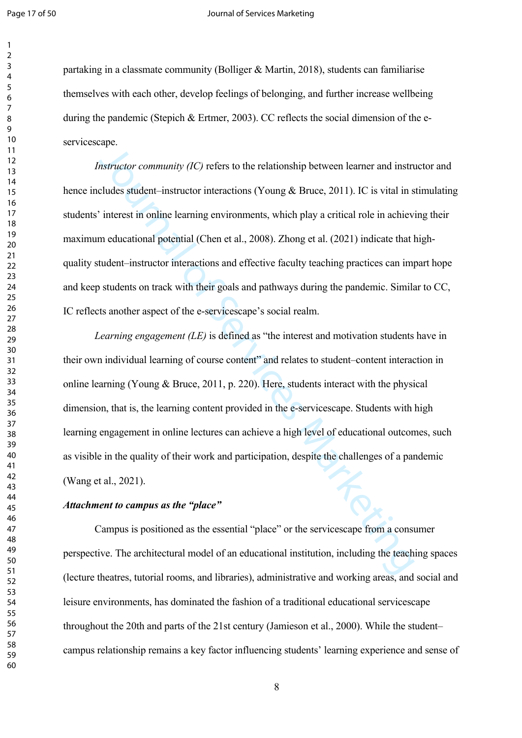partaking in a classmate community (Bolliger & Martin, 2018), students can familiarise themselves with each other, develop feelings of belonging, and further increase wellbeing during the pandemic (Stepich & Ertmer, 2003). CC reflects the social dimension of the e-servicescape.

*Instructor community (IC)* refers to the relationship between learner and instructor and hence includes student–instructor interactions (Young & Bruce, 2011). IC is vital in stimulating students' interest in online learning environments, which play a critical role in achieving their maximum educational potential (Chen et al., 2008). Zhong et al. (2021) indicate that high-quality student–instructor interactions and effective faculty teaching practices can impart hope and keep students on track with their goals and pathways during the pandemic. Similar to CC, IC reflects another aspect of the e-servicescape's social realm.

*Learning engagement (LE)* is defined as "the interest and motivation students have in their own individual learning of course content" and relates to student–content interaction in online learning (Young & Bruce, 2011, p. 220). Here, students interact with the physical dimension, that is, the learning content provided in the e-servicescape. Students with high learning engagement in online lectures can achieve a high level of educational outcomes, such as visible in the quality of their work and participation, despite the challenges of a pandemic (Wang et al., 2021).

***Attachment to campus as the "place"***

Campus is positioned as the essential "place" or the servicescape from a consumer perspective. The architectural model of an educational institution, including the teaching spaces (lecture theatres, tutorial rooms, and libraries), administrative and working areas, and social and leisure environments, has dominated the fashion of a traditional educational servicescape throughout the 20th and parts of the 21st century (Jamieson et al., 2000). While the student–campus relationship remains a key factor influencing students' learning experience and sense of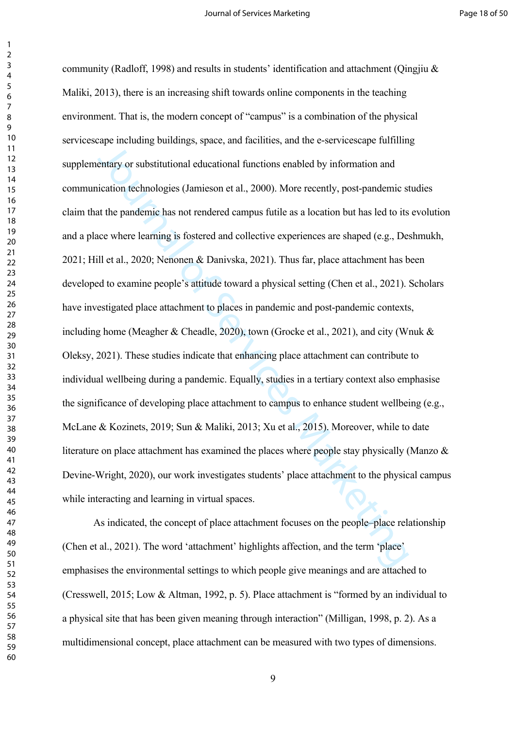community (Radloff, 1998) and results in students' identification and attachment (Qingjiu & Maliki, 2013), there is an increasing shift towards online components in the teaching environment. That is, the modern concept of "campus" is a combination of the physical servicescape including buildings, space, and facilities, and the e-servicescape fulfilling supplementary or substitutional educational functions enabled by information and communication technologies (Jamieson et al., 2000). More recently, post-pandemic studies claim that the pandemic has not rendered campus futile as a location but has led to its evolution and a place where learning is fostered and collective experiences are shaped (e.g., Deshmukh, 2021; Hill et al., 2020; Nenonen & Danivska, 2021). Thus far, place attachment has been developed to examine people's attitude toward a physical setting (Chen et al., 2021). Scholars have investigated place attachment to places in pandemic and post-pandemic contexts, including home (Meagher & Cheadle, 2020), town (Grocke et al., 2021), and city (Wnuk & Oleksy, 2021). These studies indicate that enhancing place attachment can contribute to individual wellbeing during a pandemic. Equally, studies in a tertiary context also emphasise the significance of developing place attachment to campus to enhance student wellbeing (e.g., McLane & Kozinets, 2019; Sun & Maliki, 2013; Xu et al., 2015). Moreover, while to date literature on place attachment has examined the places where people stay physically (Manzo & Devine-Wright, 2020), our work investigates students' place attachment to the physical campus while interacting and learning in virtual spaces.

As indicated, the concept of place attachment focuses on the people–place relationship (Chen et al., 2021). The word 'attachment' highlights affection, and the term 'place' emphasises the environmental settings to which people give meanings and are attached to (Cresswell, 2015; Low & Altman, 1992, p. 5). Place attachment is "formed by an individual to a physical site that has been given meaning through interaction" (Milligan, 1998, p. 2). As a multidimensional concept, place attachment can be measured with two types of dimensions.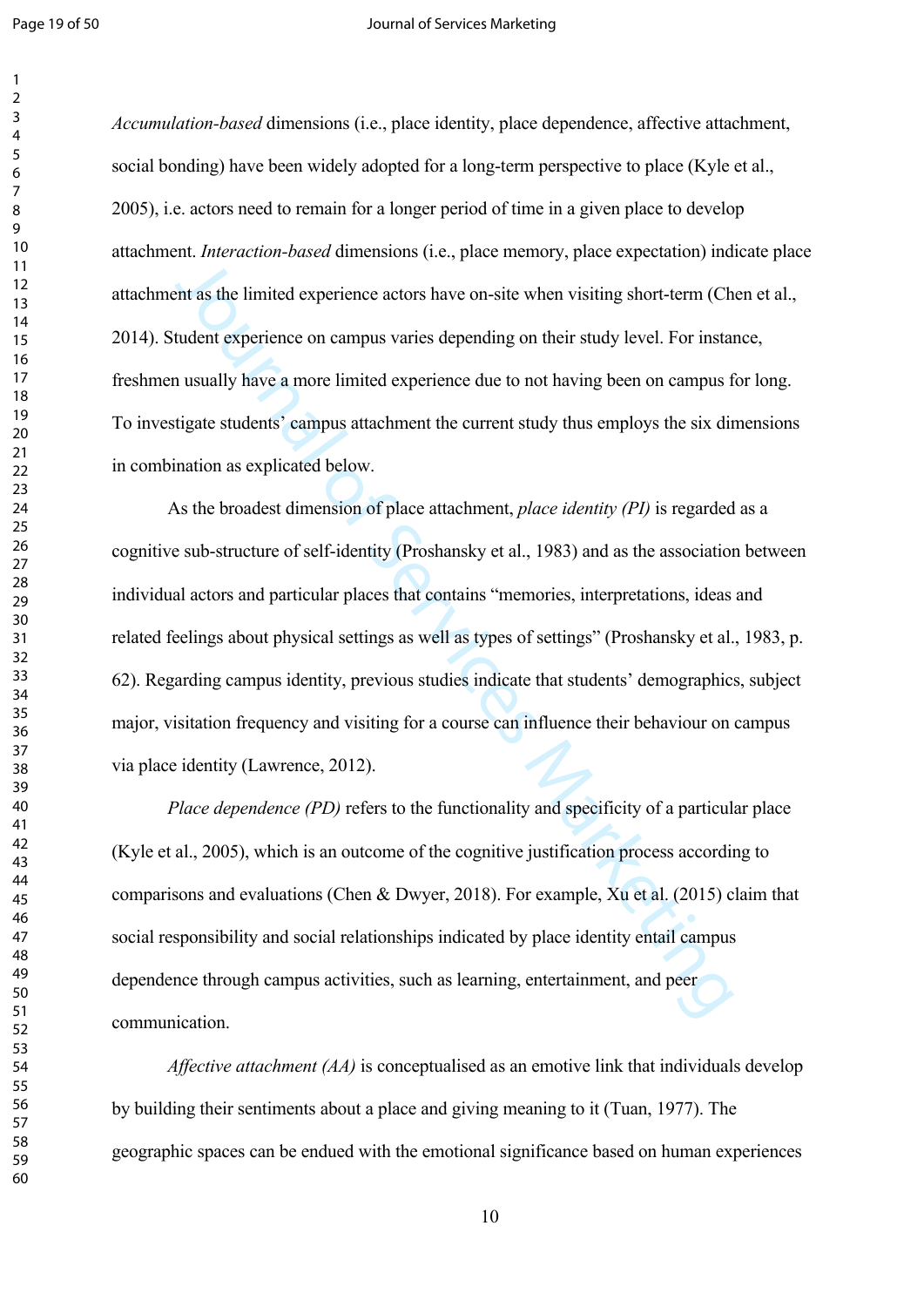*Accumulation-based* dimensions (i.e., place identity, place dependence, affective attachment, social bonding) have been widely adopted for a long-term perspective to place (Kyle et al., 2005), i.e. actors need to remain for a longer period of time in a given place to develop attachment. *Interaction-based* dimensions (i.e., place memory, place expectation) indicate place attachment as the limited experience actors have on-site when visiting short-term (Chen et al., 2014). Student experience on campus varies depending on their study level. For instance, freshmen usually have a more limited experience due to not having been on campus for long. To investigate students' campus attachment the current study thus employs the six dimensions in combination as explicated below.

As the broadest dimension of place attachment, *place identity (PI)* is regarded as a cognitive sub-structure of self-identity (Proshansky et al., 1983) and as the association between individual actors and particular places that contains "memories, interpretations, ideas and related feelings about physical settings as well as types of settings" (Proshansky et al., 1983, p. 62). Regarding campus identity, previous studies indicate that students' demographics, subject major, visitation frequency and visiting for a course can influence their behaviour on campus via place identity (Lawrence, 2012).

*Place dependence (PD)* refers to the functionality and specificity of a particular place (Kyle et al., 2005), which is an outcome of the cognitive justification process according to comparisons and evaluations (Chen & Dwyer, 2018). For example, Xu et al. (2015) claim that social responsibility and social relationships indicated by place identity entail campus dependence through campus activities, such as learning, entertainment, and peer communication.

*Affective attachment (AA)* is conceptualised as an emotive link that individuals develop by building their sentiments about a place and giving meaning to it (Tuan, 1977). The geographic spaces can be endued with the emotional significance based on human experiences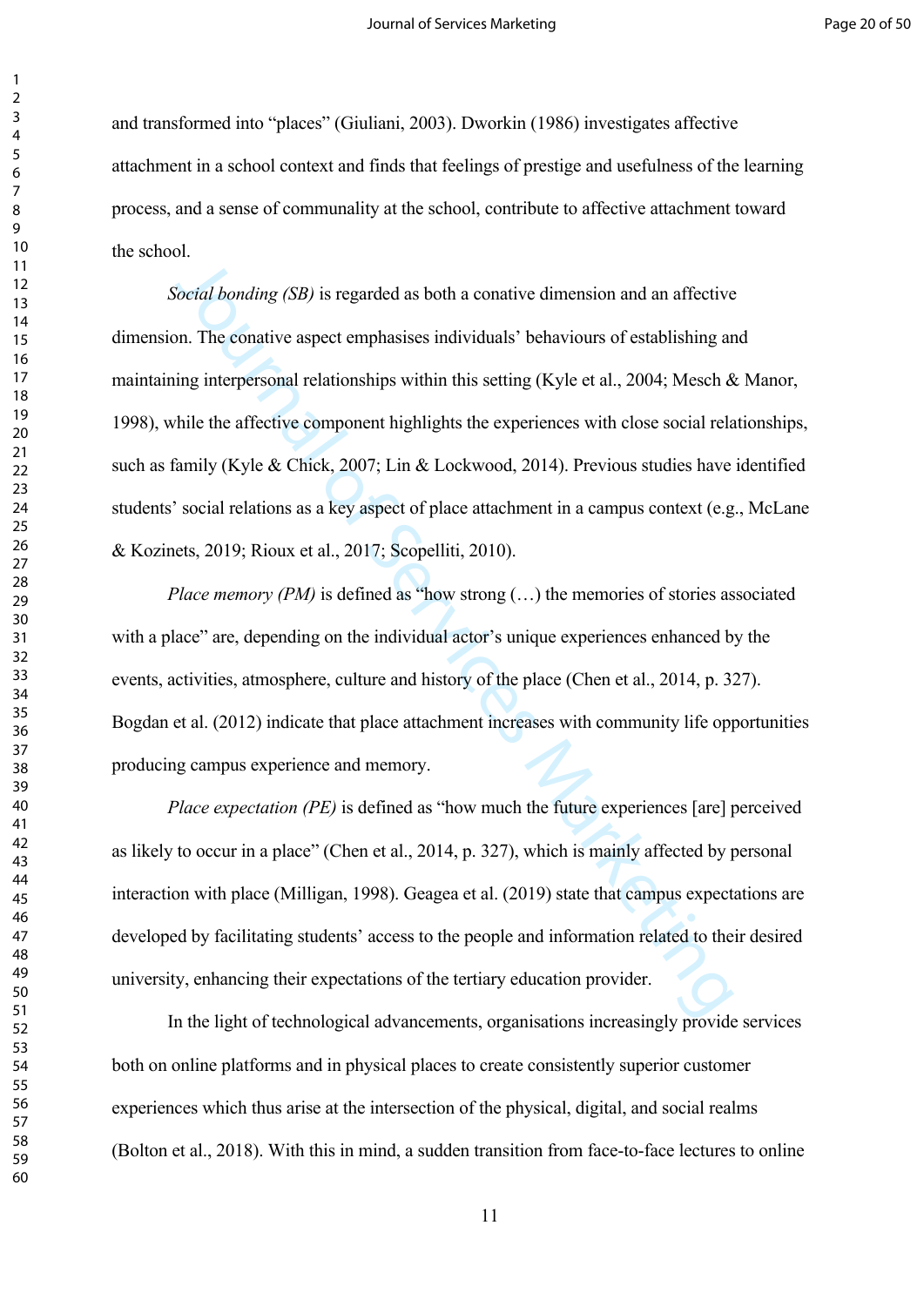and transformed into "places" (Giuliani, 2003). Dworkin (1986) investigates affective attachment in a school context and finds that feelings of prestige and usefulness of the learning process, and a sense of communality at the school, contribute to affective attachment toward the school.

*Social bonding (SB)* is regarded as both a conative dimension and an affective dimension. The conative aspect emphasises individuals' behaviours of establishing and maintaining interpersonal relationships within this setting (Kyle et al., 2004; Mesch & Manor, 1998), while the affective component highlights the experiences with close social relationships, such as family (Kyle & Chick, 2007; Lin & Lockwood, 2014). Previous studies have identified students' social relations as a key aspect of place attachment in a campus context (e.g., McLane & Kozinets, 2019; Rioux et al., 2017; Scopelliti, 2010).

*Place memory (PM)* is defined as "how strong (…) the memories of stories associated with a place" are, depending on the individual actor's unique experiences enhanced by the events, activities, atmosphere, culture and history of the place (Chen et al., 2014, p. 327). Bogdan et al. (2012) indicate that place attachment increases with community life opportunities producing campus experience and memory.

*Place expectation (PE)* is defined as "how much the future experiences [are] perceived as likely to occur in a place" (Chen et al., 2014, p. 327), which is mainly affected by personal interaction with place (Milligan, 1998). Geagea et al. (2019) state that campus expectations are developed by facilitating students' access to the people and information related to their desired university, enhancing their expectations of the tertiary education provider.

In the light of technological advancements, organisations increasingly provide services both on online platforms and in physical places to create consistently superior customer experiences which thus arise at the intersection of the physical, digital, and social realms (Bolton et al., 2018). With this in mind, a sudden transition from face-to-face lectures to online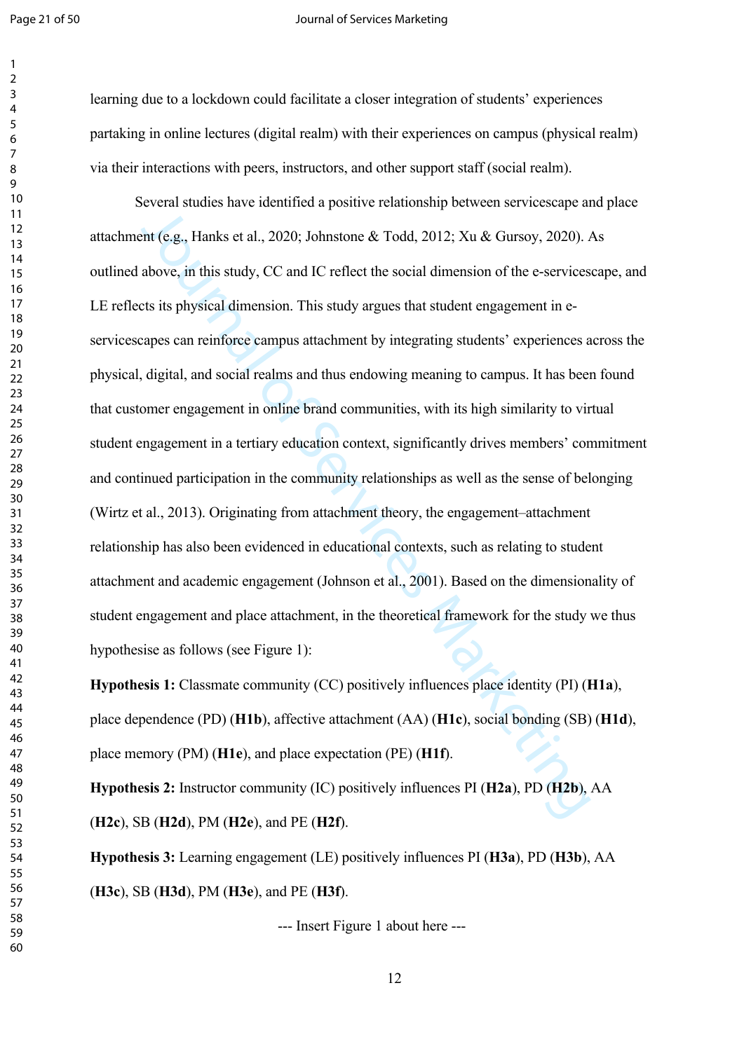learning due to a lockdown could facilitate a closer integration of students' experiences partaking in online lectures (digital realm) with their experiences on campus (physical realm) via their interactions with peers, instructors, and other support staff (social realm).

Several studies have identified a positive relationship between servicescape and place attachment (e.g., Hanks et al., 2020; Johnstone & Todd, 2012; Xu & Gursoy, 2020). As outlined above, in this study, CC and IC reflect the social dimension of the e-servicescape, and LE reflects its physical dimension. This study argues that student engagement in e-servicescapes can reinforce campus attachment by integrating students' experiences across the physical, digital, and social realms and thus endowing meaning to campus. It has been found that customer engagement in online brand communities, with its high similarity to virtual student engagement in a tertiary education context, significantly drives members' commitment and continued participation in the community relationships as well as the sense of belonging (Wirtz et al., 2013). Originating from attachment theory, the engagement–attachment relationship has also been evidenced in educational contexts, such as relating to student attachment and academic engagement (Johnson et al., 2001). Based on the dimensionality of student engagement and place attachment, in the theoretical framework for the study we thus hypothesise as follows (see Figure 1):

**Hypothesis 1:** Classmate community (CC) positively influences place identity (PI) (**H1a**), place dependence (PD) (**H1b**), affective attachment (AA) (**H1c**), social bonding (SB) (**H1d**), place memory (PM) (**H1e**), and place expectation (PE) (**H1f**).

**Hypothesis 2:** Instructor community (IC) positively influences PI (**H2a**), PD (**H2b**), AA (**H2c**), SB (**H2d**), PM (**H2e**), and PE (**H2f**).

**Hypothesis 3:** Learning engagement (LE) positively influences PI (**H3a**), PD (**H3b**), AA (**H3c**), SB (**H3d**), PM (**H3e**), and PE (**H3f**).

--- Insert Figure 1 about here ---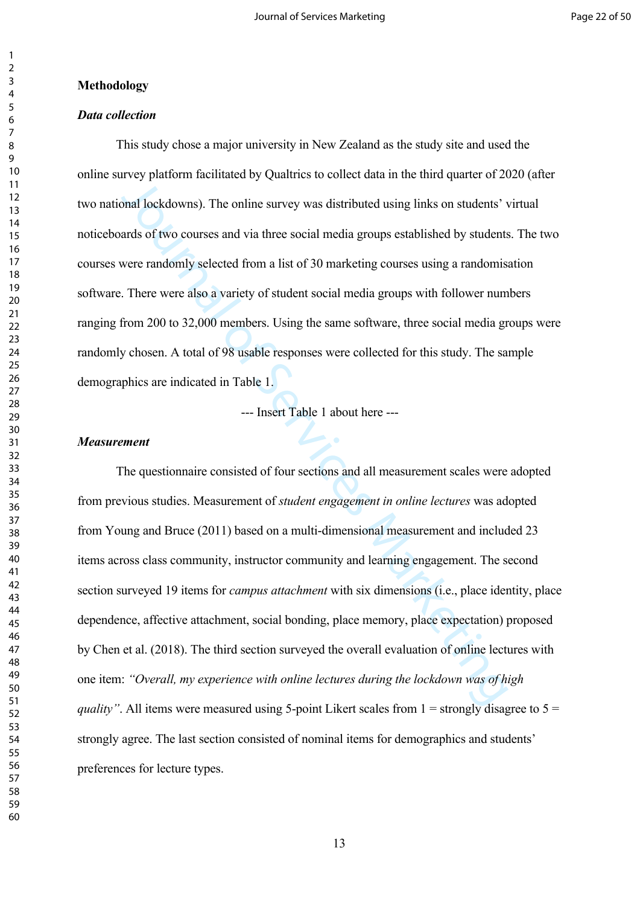## Methodology

### *Data collection*

This study chose a major university in New Zealand as the study site and used the online survey platform facilitated by Qualtrics to collect data in the third quarter of 2020 (after two national lockdowns). The online survey was distributed using links on students' virtual noticeboards of two courses and via three social media groups established by students. The two courses were randomly selected from a list of 30 marketing courses using a randomisation software. There were also a variety of student social media groups with follower numbers ranging from 200 to 32,000 members. Using the same software, three social media groups were randomly chosen. A total of 98 usable responses were collected for this study. The sample demographics are indicated in Table 1.

--- Insert Table 1 about here ---

### *Measurement*

The questionnaire consisted of four sections and all measurement scales were adopted from previous studies. Measurement of *student engagement in online lectures* was adopted from Young and Bruce (2011) based on a multi-dimensional measurement and included 23 items across class community, instructor community and learning engagement. The second section surveyed 19 items for *campus attachment* with six dimensions (i.e., place identity, place dependence, affective attachment, social bonding, place memory, place expectation) proposed by Chen et al. (2018). The third section surveyed the overall evaluation of online lectures with one item: *"Overall, my experience with online lectures during the lockdown was of high quality"*. All items were measured using 5-point Likert scales from 1 = strongly disagree to 5 = strongly agree. The last section consisted of nominal items for demographics and students' preferences for lecture types.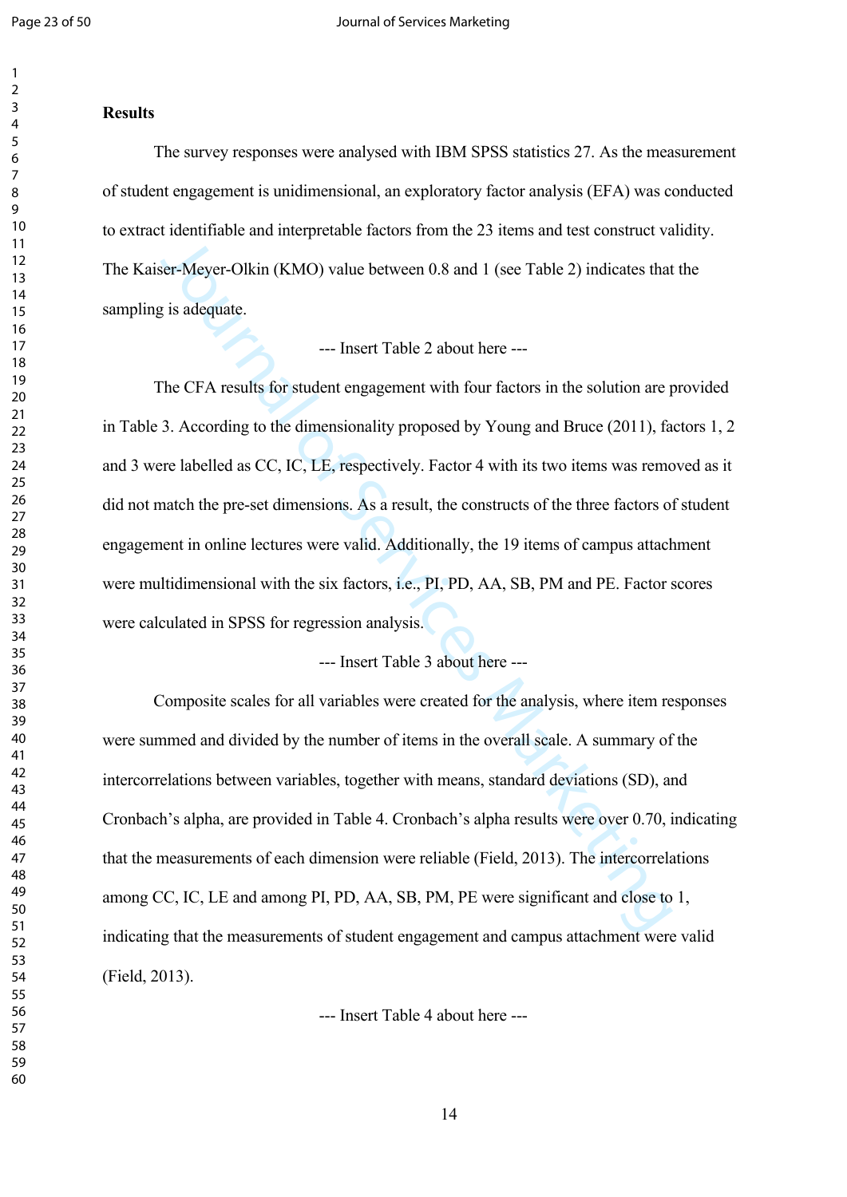**Results**

The survey responses were analysed with IBM SPSS statistics 27. As the measurement of student engagement is unidimensional, an exploratory factor analysis (EFA) was conducted to extract identifiable and interpretable factors from the 23 items and test construct validity. The Kaiser-Meyer-Olkin (KMO) value between 0.8 and 1 (see Table 2) indicates that the sampling is adequate.

--- Insert Table 2 about here ---

The CFA results for student engagement with four factors in the solution are provided in Table 3. According to the dimensionality proposed by Young and Bruce (2011), factors 1, 2 and 3 were labelled as CC, IC, LE, respectively. Factor 4 with its two items was removed as it did not match the pre-set dimensions. As a result, the constructs of the three factors of student engagement in online lectures were valid. Additionally, the 19 items of campus attachment were multidimensional with the six factors, i.e., PI, PD, AA, SB, PM and PE. Factor scores were calculated in SPSS for regression analysis.

--- Insert Table 3 about here ---

Composite scales for all variables were created for the analysis, where item responses were summed and divided by the number of items in the overall scale. A summary of the intercorrelations between variables, together with means, standard deviations (SD), and Cronbach's alpha, are provided in Table 4. Cronbach's alpha results were over 0.70, indicating that the measurements of each dimension were reliable (Field, 2013). The intercorrelations among CC, IC, LE and among PI, PD, AA, SB, PM, PE were significant and close to 1, indicating that the measurements of student engagement and campus attachment were valid (Field, 2013).

--- Insert Table 4 about here ---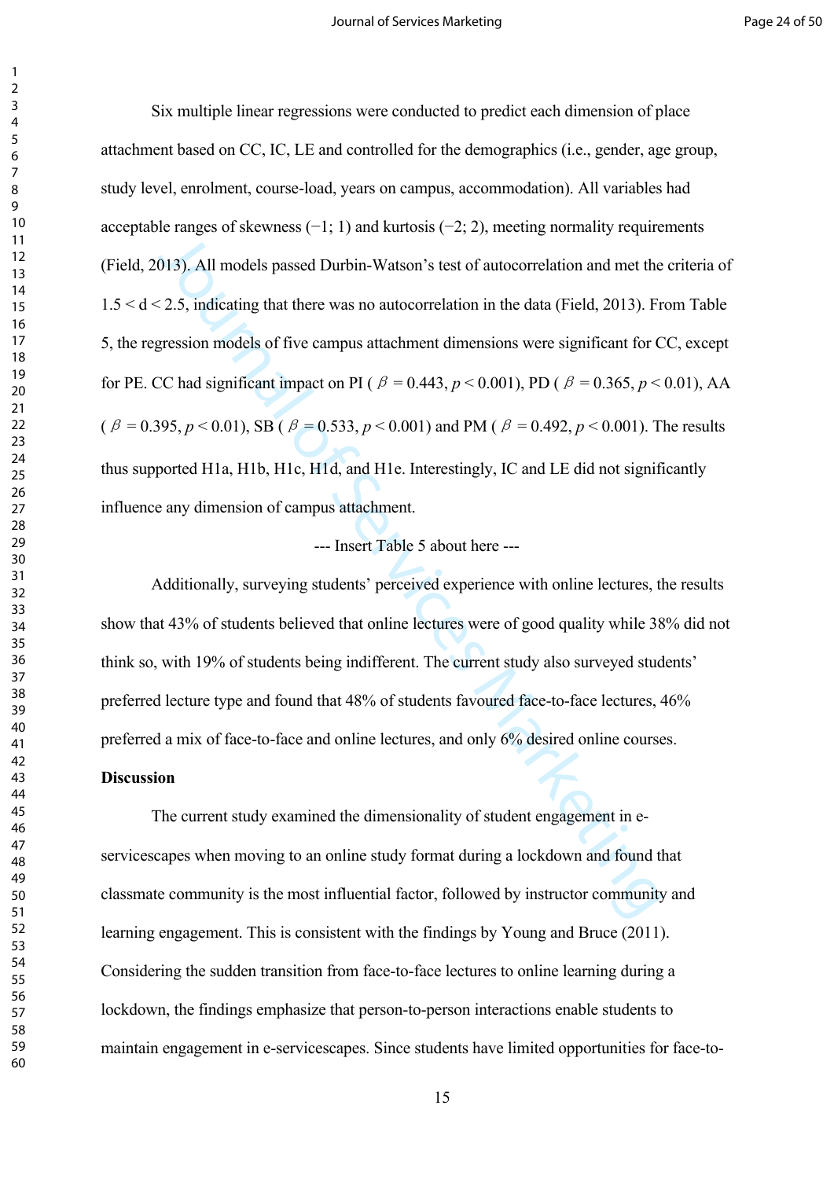Six multiple linear regressions were conducted to predict each dimension of place attachment based on CC, IC, LE and controlled for the demographics (i.e., gender, age group, study level, enrolment, course-load, years on campus, accommodation). All variables had acceptable ranges of skewness (−1; 1) and kurtosis (−2; 2), meeting normality requirements (Field, 2013). All models passed Durbin-Watson's test of autocorrelation and met the criteria of $1.5 < d < 2.5$, indicating that there was no autocorrelation in the data (Field, 2013). From Table 5, the regression models of five campus attachment dimensions were significant for CC, except for PE. CC had significant impact on PI ($\beta = 0.443$, $p < 0.001$), PD ($\beta = 0.365$, $p < 0.01$), AA ($\beta = 0.395$, $p < 0.01$), SB ($\beta = 0.533$, $p < 0.001$) and PM ($\beta = 0.492$, $p < 0.001$). The results thus supported H1a, H1b, H1c, H1d, and H1e. Interestingly, IC and LE did not significantly influence any dimension of campus attachment.

--- Insert Table 5 about here ---

Additionally, surveying students' perceived experience with online lectures, the results show that 43% of students believed that online lectures were of good quality while 38% did not think so, with 19% of students being indifferent. The current study also surveyed students' preferred lecture type and found that 48% of students favoured face-to-face lectures, 46% preferred a mix of face-to-face and online lectures, and only 6% desired online courses.

**Discussion**

The current study examined the dimensionality of student engagement in e-servicescapes when moving to an online study format during a lockdown and found that classmate community is the most influential factor, followed by instructor community and learning engagement. This is consistent with the findings by Young and Bruce (2011). Considering the sudden transition from face-to-face lectures to online learning during a lockdown, the findings emphasize that person-to-person interactions enable students to maintain engagement in e-servicescapes. Since students have limited opportunities for face-to-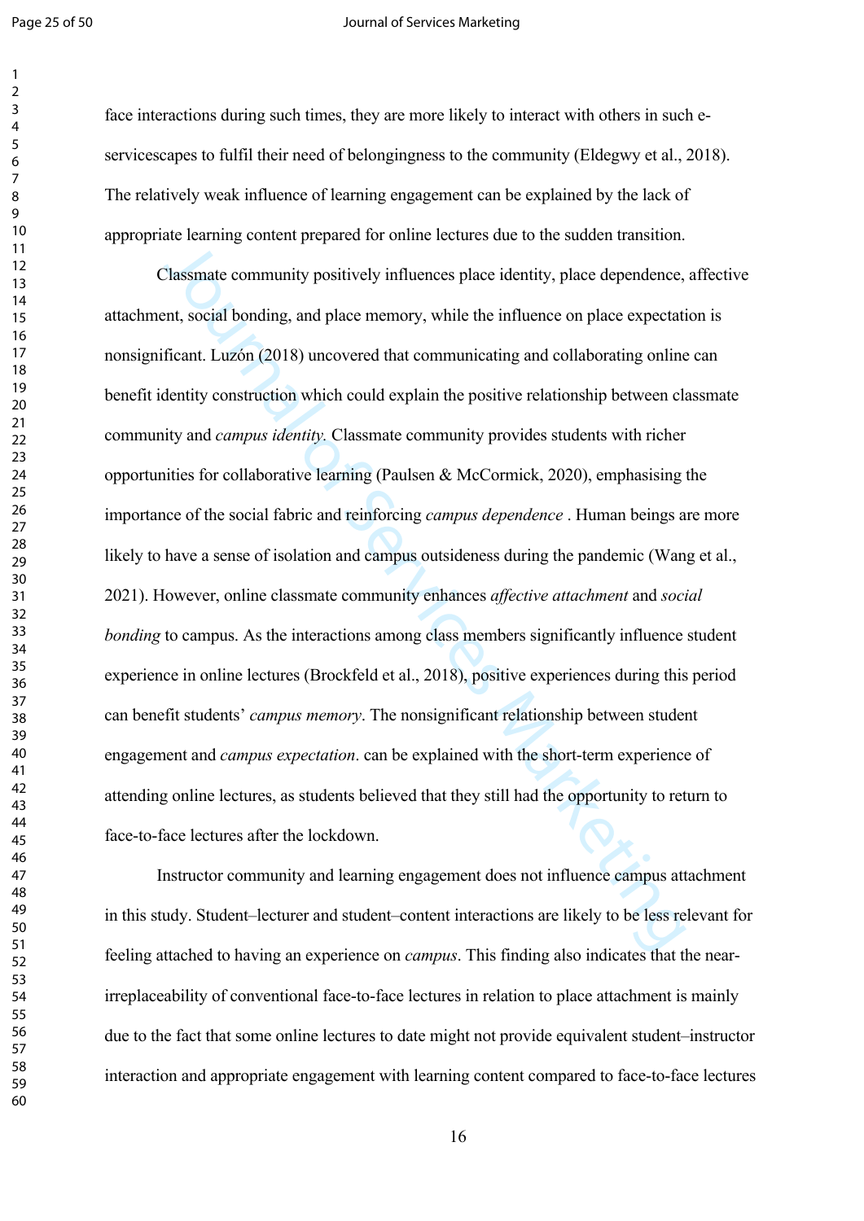face interactions during such times, they are more likely to interact with others in such e-servicescapes to fulfil their need of belongingness to the community (Eldegwy et al., 2018). The relatively weak influence of learning engagement can be explained by the lack of appropriate learning content prepared for online lectures due to the sudden transition.

Classmate community positively influences place identity, place dependence, affective attachment, social bonding, and place memory, while the influence on place expectation is nonsignificant. Luzón (2018) uncovered that communicating and collaborating online can benefit identity construction which could explain the positive relationship between classmate community and *campus identity*. Classmate community provides students with richer opportunities for collaborative learning (Paulsen & McCormick, 2020), emphasising the importance of the social fabric and reinforcing *campus dependence* . Human beings are more likely to have a sense of isolation and campus outsideness during the pandemic (Wang et al., 2021). However, online classmate community enhances *affective attachment* and *social bonding* to campus. As the interactions among class members significantly influence student experience in online lectures (Brockfeld et al., 2018), positive experiences during this period can benefit students' *campus memory*. The nonsignificant relationship between student engagement and *campus expectation*. can be explained with the short-term experience of attending online lectures, as students believed that they still had the opportunity to return to face-to-face lectures after the lockdown.

Instructor community and learning engagement does not influence campus attachment in this study. Student–lecturer and student–content interactions are likely to be less relevant for feeling attached to having an experience on *campus*. This finding also indicates that the near-irreplaceability of conventional face-to-face lectures in relation to place attachment is mainly due to the fact that some online lectures to date might not provide equivalent student–instructor interaction and appropriate engagement with learning content compared to face-to-face lectures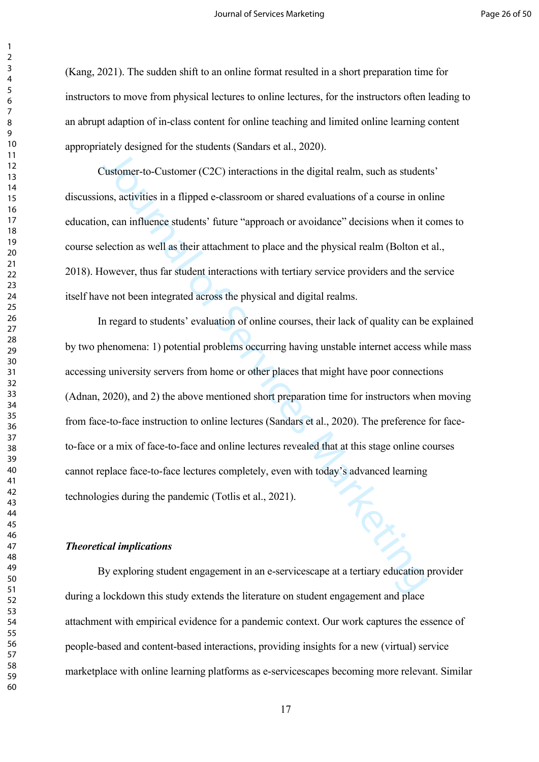(Kang, 2021). The sudden shift to an online format resulted in a short preparation time for instructors to move from physical lectures to online lectures, for the instructors often leading to an abrupt adaption of in-class content for online teaching and limited online learning content appropriately designed for the students (Sandars et al., 2020).

Customer-to-Customer (C2C) interactions in the digital realm, such as students' discussions, activities in a flipped e-classroom or shared evaluations of a course in online education, can influence students' future "approach or avoidance" decisions when it comes to course selection as well as their attachment to place and the physical realm (Bolton et al., 2018). However, thus far student interactions with tertiary service providers and the service itself have not been integrated across the physical and digital realms.

In regard to students' evaluation of online courses, their lack of quality can be explained by two phenomena: 1) potential problems occurring having unstable internet access while mass accessing university servers from home or other places that might have poor connections (Adnan, 2020), and 2) the above mentioned short preparation time for instructors when moving from face-to-face instruction to online lectures (Sandars et al., 2020). The preference for face-to-face or a mix of face-to-face and online lectures revealed that at this stage online courses cannot replace face-to-face lectures completely, even with today's advanced learning technologies during the pandemic (Totlis et al., 2021).

### *Theoretical implications*

By exploring student engagement in an e-servicescape at a tertiary education provider during a lockdown this study extends the literature on student engagement and place attachment with empirical evidence for a pandemic context. Our work captures the essence of people-based and content-based interactions, providing insights for a new (virtual) service marketplace with online learning platforms as e-servicescapes becoming more relevant. Similar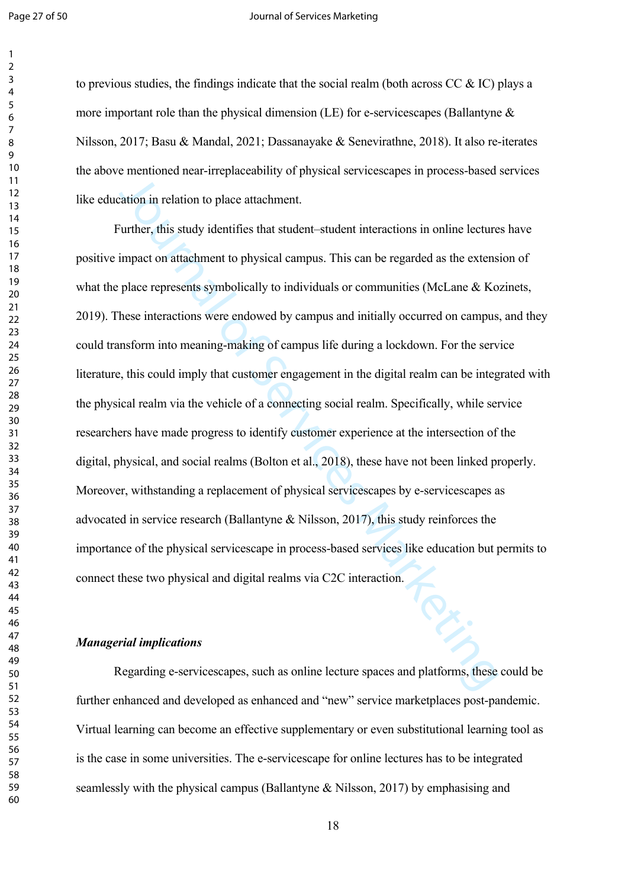to previous studies, the findings indicate that the social realm (both across CC & IC) plays a more important role than the physical dimension (LE) for e-servicescapes (Ballantyne & Nilsson, 2017; Basu & Mandal, 2021; Dassanayake & Senevirathne, 2018). It also re-iterates the above mentioned near-irreplaceability of physical servicescapes in process-based services like education in relation to place attachment.

Further, this study identifies that student–student interactions in online lectures have positive impact on attachment to physical campus. This can be regarded as the extension of what the place represents symbolically to individuals or communities (McLane & Kozinets, 2019). These interactions were endowed by campus and initially occurred on campus, and they could transform into meaning-making of campus life during a lockdown. For the service literature, this could imply that customer engagement in the digital realm can be integrated with the physical realm via the vehicle of a connecting social realm. Specifically, while service researchers have made progress to identify customer experience at the intersection of the digital, physical, and social realms (Bolton et al., 2018), these have not been linked properly. Moreover, withstanding a replacement of physical servicescapes by e-servicescapes as advocated in service research (Ballantyne & Nilsson, 2017), this study reinforces the importance of the physical servicescape in process-based services like education but permits to connect these two physical and digital realms via C2C interaction.

### *Managerial implications*

Regarding e-servicescapes, such as online lecture spaces and platforms, these could be further enhanced and developed as enhanced and "new" service marketplaces post-pandemic. Virtual learning can become an effective supplementary or even substitutional learning tool as is the case in some universities. The e-servicescape for online lectures has to be integrated seamlessly with the physical campus (Ballantyne & Nilsson, 2017) by emphasising and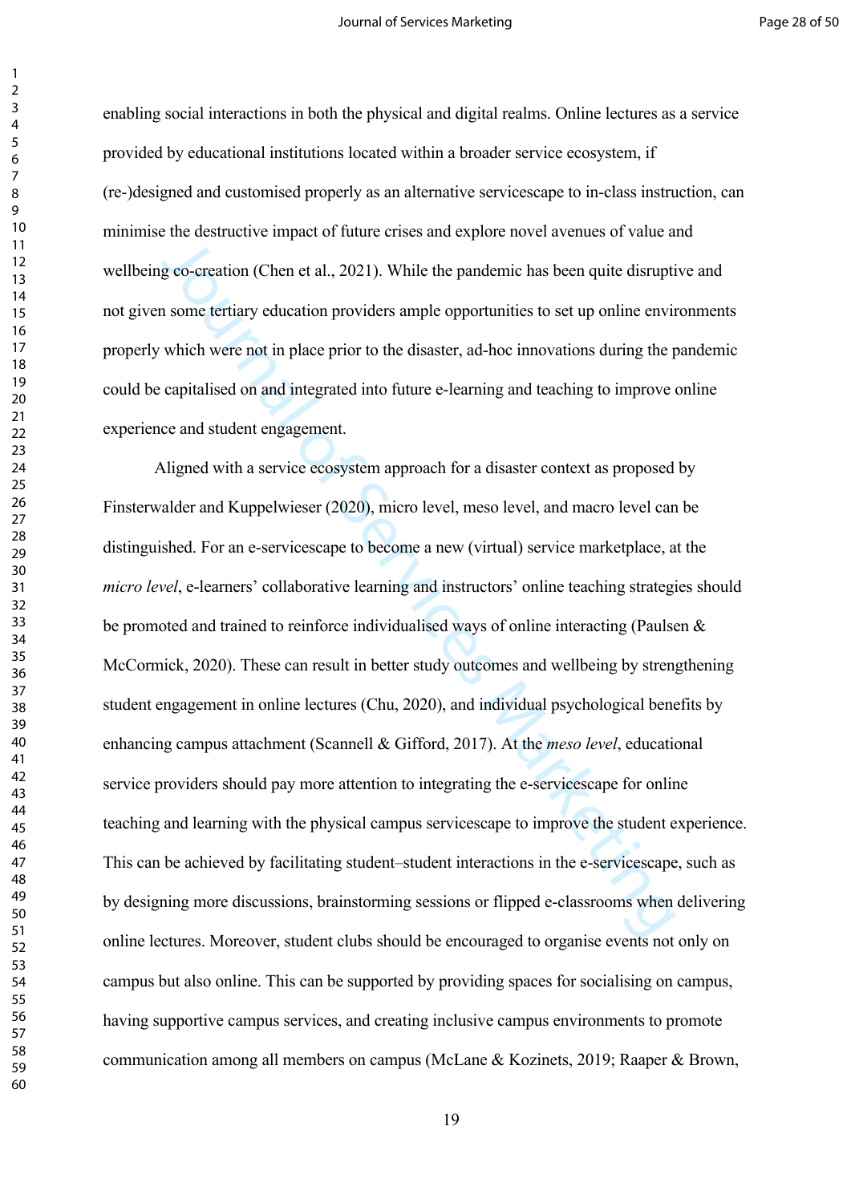enabling social interactions in both the physical and digital realms. Online lectures as a service provided by educational institutions located within a broader service ecosystem, if (re-)designed and customised properly as an alternative servicescape to in-class instruction, can minimise the destructive impact of future crises and explore novel avenues of value and wellbeing co-creation (Chen et al., 2021). While the pandemic has been quite disruptive and not given some tertiary education providers ample opportunities to set up online environments properly which were not in place prior to the disaster, ad-hoc innovations during the pandemic could be capitalised on and integrated into future e-learning and teaching to improve online experience and student engagement.

Aligned with a service ecosystem approach for a disaster context as proposed by Finsterwalder and Kuppelwieser (2020), micro level, meso level, and macro level can be distinguished. For an e-servicescape to become a new (virtual) service marketplace, at the *micro level*, e-learners' collaborative learning and instructors' online teaching strategies should be promoted and trained to reinforce individualised ways of online interacting (Paulsen & McCormick, 2020). These can result in better study outcomes and wellbeing by strengthening student engagement in online lectures (Chu, 2020), and individual psychological benefits by enhancing campus attachment (Scannell & Gifford, 2017). At the *meso level*, educational service providers should pay more attention to integrating the e-servicescape for online teaching and learning with the physical campus servicescape to improve the student experience. This can be achieved by facilitating student–student interactions in the e-servicescape, such as by designing more discussions, brainstorming sessions or flipped e-classrooms when delivering online lectures. Moreover, student clubs should be encouraged to organise events not only on campus but also online. This can be supported by providing spaces for socialising on campus, having supportive campus services, and creating inclusive campus environments to promote communication among all members on campus (McLane & Kozinets, 2019; Raaper & Brown,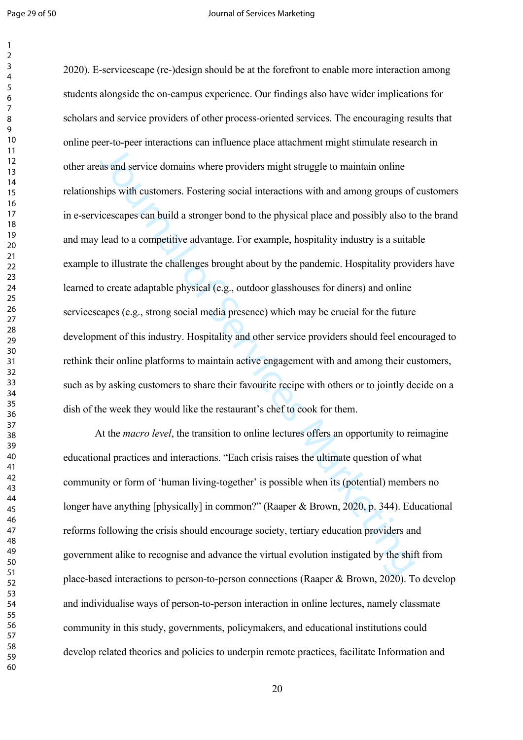2020). E-servicescape (re-)design should be at the forefront to enable more interaction among students alongside the on-campus experience. Our findings also have wider implications for scholars and service providers of other process-oriented services. The encouraging results that online peer-to-peer interactions can influence place attachment might stimulate research in other areas and service domains where providers might struggle to maintain online relationships with customers. Fostering social interactions with and among groups of customers in e-servicescapes can build a stronger bond to the physical place and possibly also to the brand and may lead to a competitive advantage. For example, hospitality industry is a suitable example to illustrate the challenges brought about by the pandemic. Hospitality providers have learned to create adaptable physical (e.g., outdoor glasshouses for diners) and online servicescapes (e.g., strong social media presence) which may be crucial for the future development of this industry. Hospitality and other service providers should feel encouraged to rethink their online platforms to maintain active engagement with and among their customers, such as by asking customers to share their favourite recipe with others or to jointly decide on a dish of the week they would like the restaurant's chef to cook for them.

At the *macro level*, the transition to online lectures offers an opportunity to reimagine educational practices and interactions. "Each crisis raises the ultimate question of what community or form of 'human living-together' is possible when its (potential) members no longer have anything [physically] in common?" (Raaper & Brown, 2020, p. 344). Educational reforms following the crisis should encourage society, tertiary education providers and government alike to recognise and advance the virtual evolution instigated by the shift from place-based interactions to person-to-person connections (Raaper & Brown, 2020). To develop and individualise ways of person-to-person interaction in online lectures, namely classmate community in this study, governments, policymakers, and educational institutions could develop related theories and policies to underpin remote practices, facilitate Information and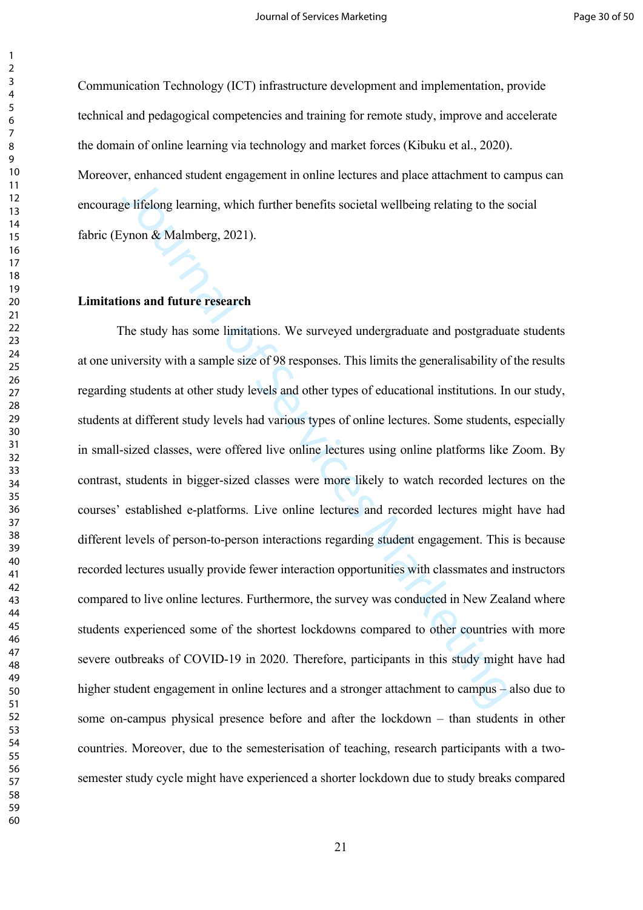Communication Technology (ICT) infrastructure development and implementation, provide technical and pedagogical competencies and training for remote study, improve and accelerate the domain of online learning via technology and market forces (Kibuku et al., 2020). Moreover, enhanced student engagement in online lectures and place attachment to campus can encourage lifelong learning, which further benefits societal wellbeing relating to the social fabric (Eynon & Malmberg, 2021).

**Limitations and future research**

The study has some limitations. We surveyed undergraduate and postgraduate students at one university with a sample size of 98 responses. This limits the generalisability of the results regarding students at other study levels and other types of educational institutions. In our study, students at different study levels had various types of online lectures. Some students, especially in small-sized classes, were offered live online lectures using online platforms like Zoom. By contrast, students in bigger-sized classes were more likely to watch recorded lectures on the courses' established e-platforms. Live online lectures and recorded lectures might have had different levels of person-to-person interactions regarding student engagement. This is because recorded lectures usually provide fewer interaction opportunities with classmates and instructors compared to live online lectures. Furthermore, the survey was conducted in New Zealand where students experienced some of the shortest lockdowns compared to other countries with more severe outbreaks of COVID-19 in 2020. Therefore, participants in this study might have had higher student engagement in online lectures and a stronger attachment to campus – also due to some on-campus physical presence before and after the lockdown – than students in other countries. Moreover, due to the semesterisation of teaching, research participants with a two-semester study cycle might have experienced a shorter lockdown due to study breaks compared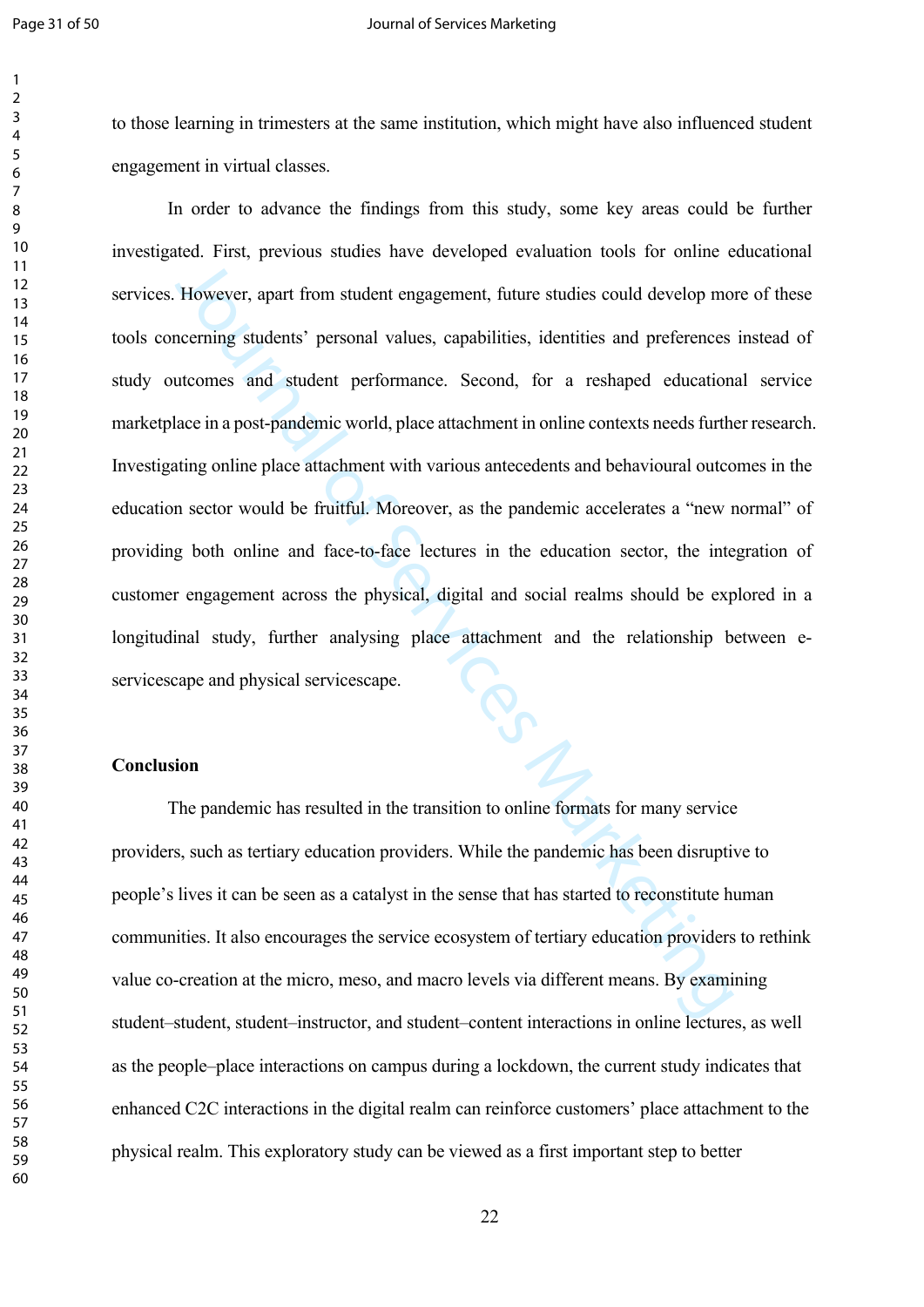to those learning in trimesters at the same institution, which might have also influenced student engagement in virtual classes.

In order to advance the findings from this study, some key areas could be further investigated. First, previous studies have developed evaluation tools for online educational services. However, apart from student engagement, future studies could develop more of these tools concerning students' personal values, capabilities, identities and preferences instead of study outcomes and student performance. Second, for a reshaped educational service marketplace in a post-pandemic world, place attachment in online contexts needs further research. Investigating online place attachment with various antecedents and behavioural outcomes in the education sector would be fruitful. Moreover, as the pandemic accelerates a "new normal" of providing both online and face-to-face lectures in the education sector, the integration of customer engagement across the physical, digital and social realms should be explored in a longitudinal study, further analysing place attachment and the relationship between e-servicescape and physical servicescape.

## Conclusion

The pandemic has resulted in the transition to online formats for many service providers, such as tertiary education providers. While the pandemic has been disruptive to people's lives it can be seen as a catalyst in the sense that has started to reconstitute human communities. It also encourages the service ecosystem of tertiary education providers to rethink value co-creation at the micro, meso, and macro levels via different means. By examining student–student, student–instructor, and student–content interactions in online lectures, as well as the people–place interactions on campus during a lockdown, the current study indicates that enhanced C2C interactions in the digital realm can reinforce customers' place attachment to the physical realm. This exploratory study can be viewed as a first important step to better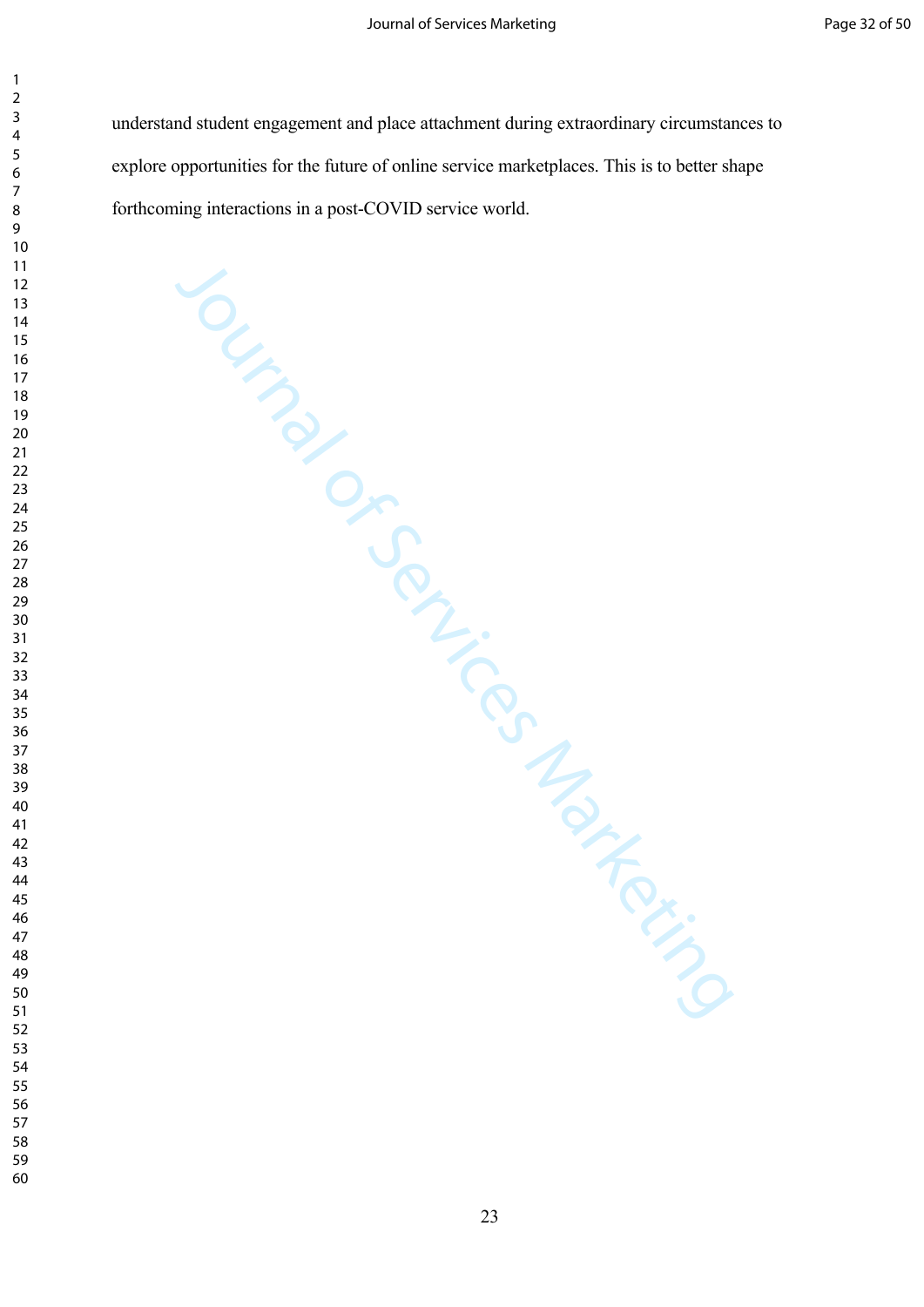understand student engagement and place attachment during extraordinary circumstances to explore opportunities for the future of online service marketplaces. This is to better shape forthcoming interactions in a post-COVID service world.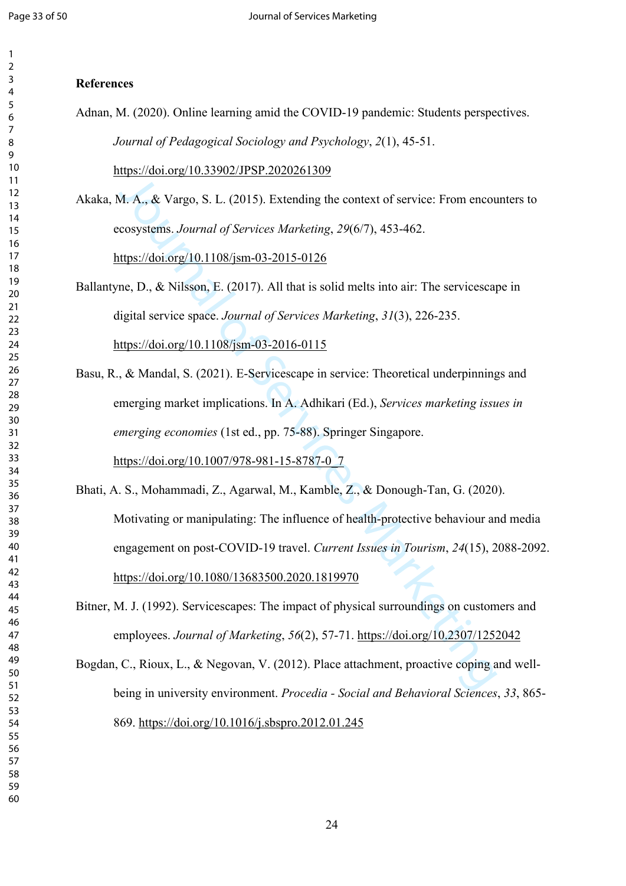**References**

Adnan, M. (2020). Online learning amid the COVID-19 pandemic: Students perspectives. *Journal of Pedagogical Sociology and Psychology*, *2*(1), 45-51. https://doi.org/10.33902/JPSP.2020261309

Akaka, M. A., & Vargo, S. L. (2015). Extending the context of service: From encounters to ecosystems. *Journal of Services Marketing*, *29*(6/7), 453-462. https://doi.org/10.1108/jsm-03-2015-0126

Ballantyne, D., & Nilsson, E. (2017). All that is solid melts into air: The servicescape in digital service space. *Journal of Services Marketing*, *31*(3), 226-235. https://doi.org/10.1108/jsm-03-2016-0115

Basu, R., & Mandal, S. (2021). E-Servicescape in service: Theoretical underpinnings and emerging market implications. In A. Adhikari (Ed.), *Services marketing issues in emerging economies* (1st ed., pp. 75-88). Springer Singapore. https://doi.org/10.1007/978-981-15-8787-0_7

Bhati, A. S., Mohammadi, Z., Agarwal, M., Kamble, Z., & Donough-Tan, G. (2020). Motivating or manipulating: The influence of health-protective behaviour and media engagement on post-COVID-19 travel. *Current Issues in Tourism*, *24*(15), 2088-2092. https://doi.org/10.1080/13683500.2020.1819970

Bitner, M. J. (1992). Servicescapes: The impact of physical surroundings on customers and employees. *Journal of Marketing*, *56*(2), 57-71. https://doi.org/10.2307/1252042

Bogdan, C., Rioux, L., & Negovan, V. (2012). Place attachment, proactive coping and well-being in university environment. *Procedia - Social and Behavioral Sciences*, *33*, 865-869. https://doi.org/10.1016/j.sbspro.2012.01.245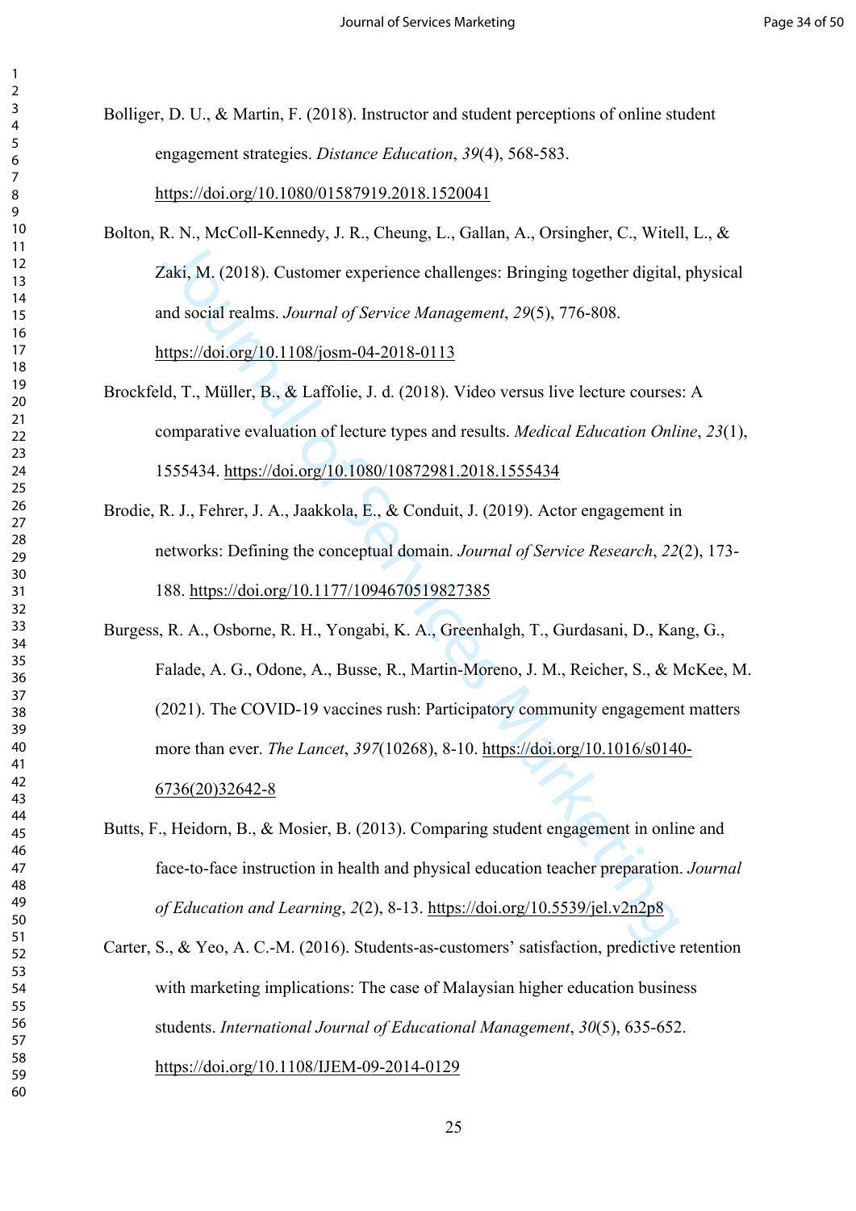Bolliger, D. U., & Martin, F. (2018). Instructor and student perceptions of online student engagement strategies. *Distance Education*, *39*(4), 568-583. https://doi.org/10.1080/01587919.2018.1520041

Bolton, R. N., McColl-Kennedy, J. R., Cheung, L., Gallan, A., Orsingher, C., Witell, L., & Zaki, M. (2018). Customer experience challenges: Bringing together digital, physical and social realms. *Journal of Service Management*, *29*(5), 776-808. https://doi.org/10.1108/josm-04-2018-0113

Brockfeld, T., Müller, B., & Laffolie, J. d. (2018). Video versus live lecture courses: A comparative evaluation of lecture types and results. *Medical Education Online*, *23*(1), 1555434. https://doi.org/10.1080/10872981.2018.1555434

Brodie, R. J., Fehrer, J. A., Jaakkola, E., & Conduit, J. (2019). Actor engagement in networks: Defining the conceptual domain. *Journal of Service Research*, *22*(2), 173-188. https://doi.org/10.1177/1094670519827385

Burgess, R. A., Osborne, R. H., Yongabi, K. A., Greenhalgh, T., Gurdasani, D., Kang, G., Falade, A. G., Odone, A., Busse, R., Martin-Moreno, J. M., Reicher, S., & McKee, M. (2021). The COVID-19 vaccines rush: Participatory community engagement matters more than ever. *The Lancet*, *397*(10268), 8-10. https://doi.org/10.1016/s0140-6736(20)32642-8

Butts, F., Heidorn, B., & Mosier, B. (2013). Comparing student engagement in online and face-to-face instruction in health and physical education teacher preparation. *Journal of Education and Learning*, *2*(2), 8-13. https://doi.org/10.5539/jel.v2n2p8

Carter, S., & Yeo, A. C.-M. (2016). Students-as-customers' satisfaction, predictive retention with marketing implications: The case of Malaysian higher education business students. *International Journal of Educational Management*, *30*(5), 635-652. https://doi.org/10.1108/IJEM-09-2014-0129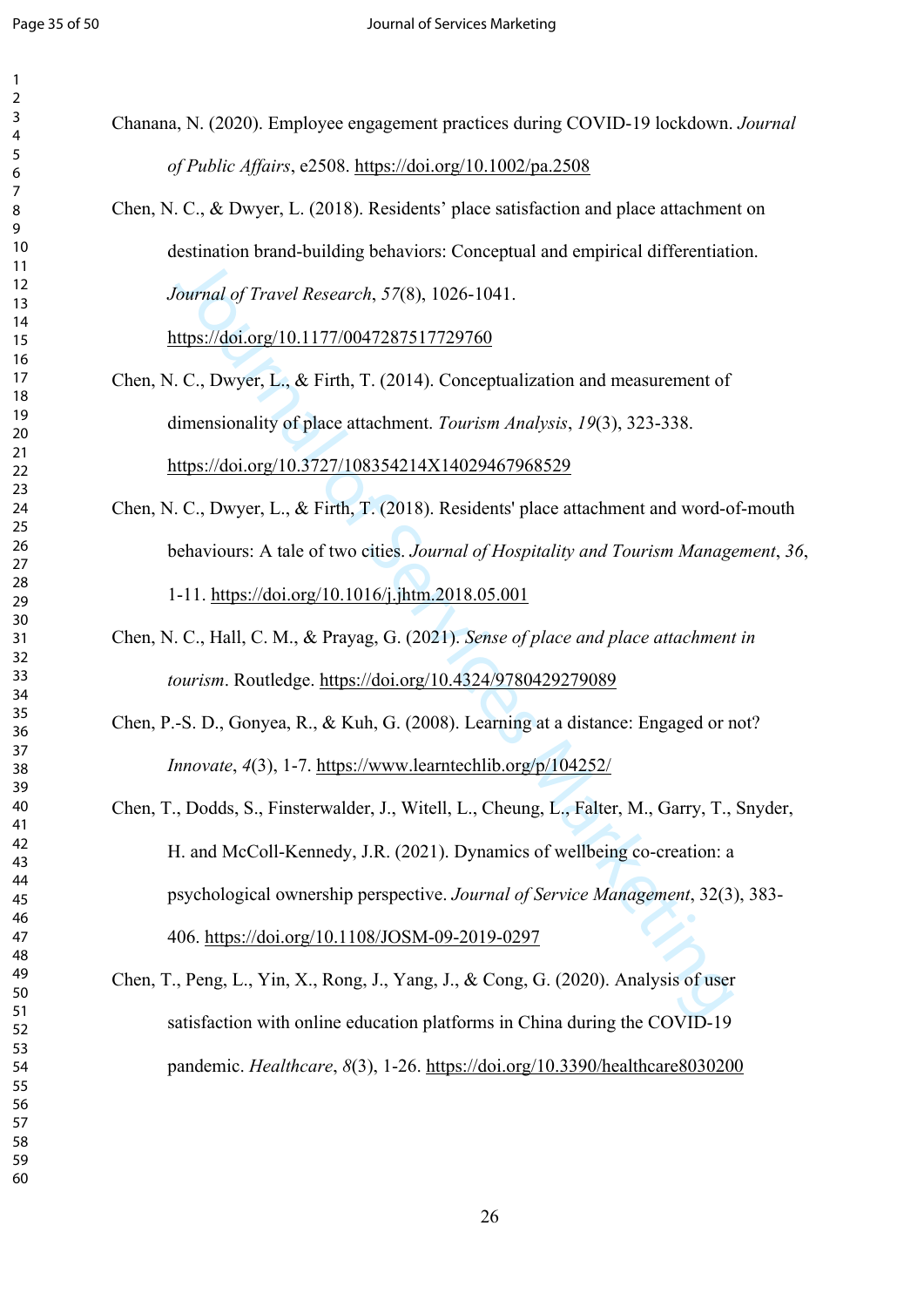Chanana, N. (2020). Employee engagement practices during COVID-19 lockdown. *Journal of Public Affairs*, e2508. https://doi.org/10.1002/pa.2508

Chen, N. C., & Dwyer, L. (2018). Residents' place satisfaction and place attachment on destination brand-building behaviors: Conceptual and empirical differentiation. *Journal of Travel Research*, *57*(8), 1026-1041. https://doi.org/10.1177/0047287517729760

Chen, N. C., Dwyer, L., & Firth, T. (2014). Conceptualization and measurement of dimensionality of place attachment. *Tourism Analysis*, *19*(3), 323-338. https://doi.org/10.3727/108354214X14029467968529

Chen, N. C., Dwyer, L., & Firth, T. (2018). Residents' place attachment and word-of-mouth behaviours: A tale of two cities. *Journal of Hospitality and Tourism Management*, *36*, 1-11. https://doi.org/10.1016/j.jhtm.2018.05.001

Chen, N. C., Hall, C. M., & Prayag, G. (2021). *Sense of place and place attachment in tourism*. Routledge. https://doi.org/10.4324/9780429279089

Chen, P.-S. D., Gonyea, R., & Kuh, G. (2008). Learning at a distance: Engaged or not? *Innovate*, *4*(3), 1-7. https://www.learntechlib.org/p/104252/

Chen, T., Dodds, S., Finsterwalder, J., Witell, L., Cheung, L., Falter, M., Garry, T., Snyder, H. and McColl-Kennedy, J.R. (2021). Dynamics of wellbeing co-creation: a psychological ownership perspective. *Journal of Service Management*, 32(3), 383-406. https://doi.org/10.1108/JOSM-09-2019-0297

Chen, T., Peng, L., Yin, X., Rong, J., Yang, J., & Cong, G. (2020). Analysis of user satisfaction with online education platforms in China during the COVID-19 pandemic. *Healthcare*, *8*(3), 1-26. https://doi.org/10.3390/healthcare8030200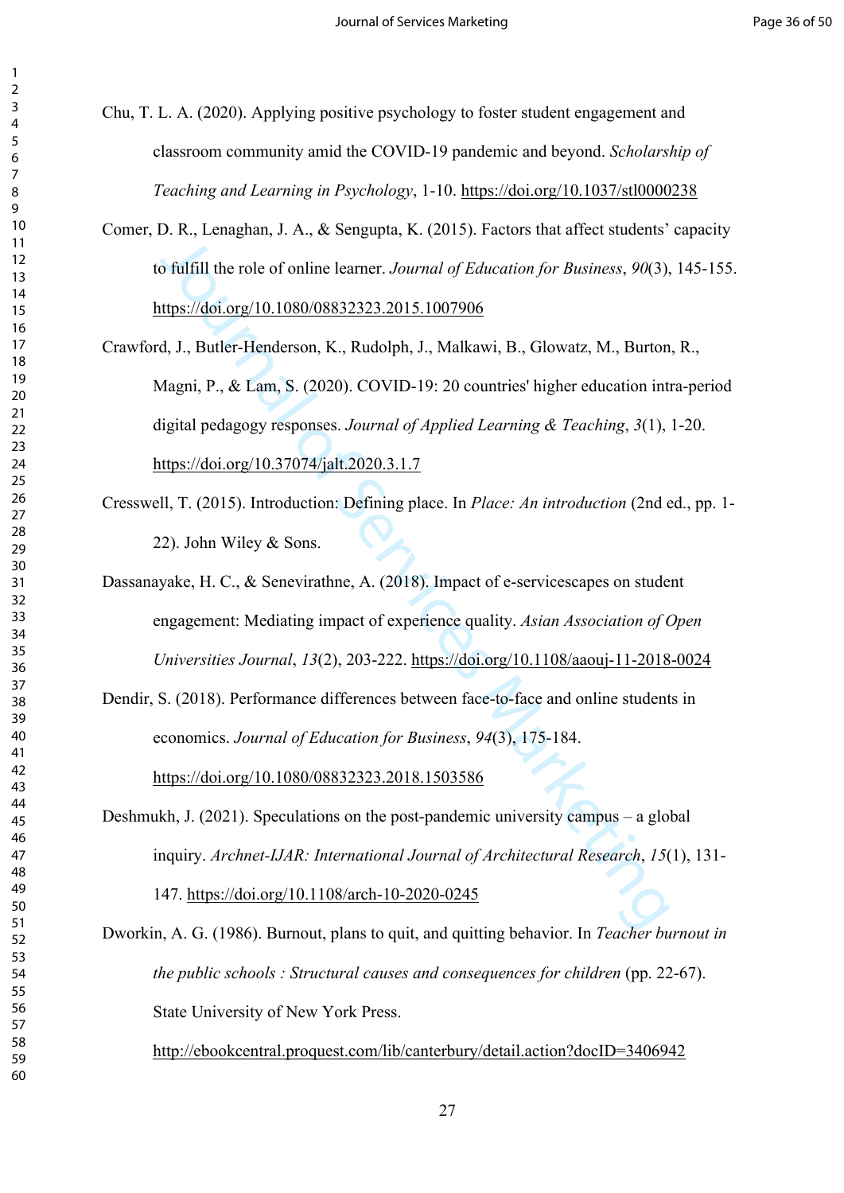Chu, T. L. A. (2020). Applying positive psychology to foster student engagement and classroom community amid the COVID-19 pandemic and beyond. *Scholarship of Teaching and Learning in Psychology*, 1-10. https://doi.org/10.1037/stl0000238

Comer, D. R., Lenaghan, J. A., & Sengupta, K. (2015). Factors that affect students' capacity to fulfill the role of online learner. *Journal of Education for Business*, *90*(3), 145-155. https://doi.org/10.1080/08832323.2015.1007906

Crawford, J., Butler-Henderson, K., Rudolph, J., Malkawi, B., Glowatz, M., Burton, R., Magni, P., & Lam, S. (2020). COVID-19: 20 countries' higher education intra-period digital pedagogy responses. *Journal of Applied Learning & Teaching*, *3*(1), 1-20. https://doi.org/10.37074/jalt.2020.3.1.7

Cresswell, T. (2015). Introduction: Defining place. In *Place: An introduction* (2nd ed., pp. 1-22). John Wiley & Sons.

Dassanayake, H. C., & Senevirathne, A. (2018). Impact of e-servicescapes on student engagement: Mediating impact of experience quality. *Asian Association of Open Universities Journal*, *13*(2), 203-222. https://doi.org/10.1108/aaouj-11-2018-0024

Dendir, S. (2018). Performance differences between face-to-face and online students in economics. *Journal of Education for Business*, *94*(3), 175-184. https://doi.org/10.1080/08832323.2018.1503586

Deshmukh, J. (2021). Speculations on the post-pandemic university campus – a global inquiry. *Archnet-IJAR: International Journal of Architectural Research*, *15*(1), 131-147. https://doi.org/10.1108/arch-10-2020-0245

Dworkin, A. G. (1986). Burnout, plans to quit, and quitting behavior. In *Teacher burnout in the public schools : Structural causes and consequences for children* (pp. 22-67). State University of New York Press. http://ebookcentral.proquest.com/lib/canterbury/detail.action?docID=3406942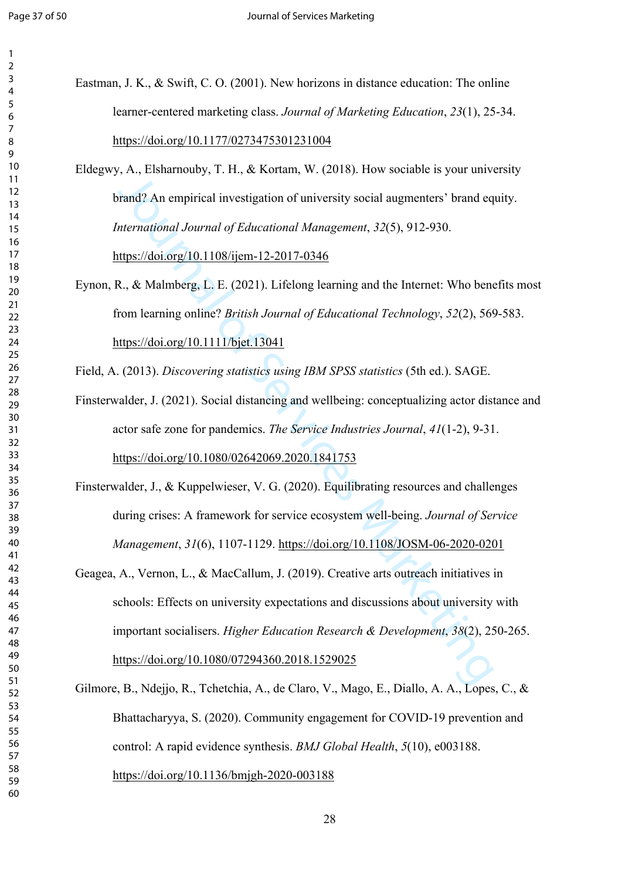Eastman, J. K., & Swift, C. O. (2001). New horizons in distance education: The online learner-centered marketing class. *Journal of Marketing Education*, *23*(1), 25-34. https://doi.org/10.1177/0273475301231004

Eldegwy, A., Elsharnouby, T. H., & Kortam, W. (2018). How sociable is your university brand? An empirical investigation of university social augmenters' brand equity. *International Journal of Educational Management*, *32*(5), 912-930. https://doi.org/10.1108/ijem-12-2017-0346

Eynon, R., & Malmberg, L. E. (2021). Lifelong learning and the Internet: Who benefits most from learning online? *British Journal of Educational Technology*, *52*(2), 569-583. https://doi.org/10.1111/bjet.13041

Field, A. (2013). *Discovering statistics using IBM SPSS statistics* (5th ed.). SAGE.

Finsterwalder, J. (2021). Social distancing and wellbeing: conceptualizing actor distance and actor safe zone for pandemics. *The Service Industries Journal*, *41*(1-2), 9-31. https://doi.org/10.1080/02642069.2020.1841753

Finsterwalder, J., & Kuppelwieser, V. G. (2020). Equilibrating resources and challenges during crises: A framework for service ecosystem well-being. *Journal of Service Management*, *31*(6), 1107-1129. https://doi.org/10.1108/JOSM-06-2020-0201

Geagea, A., Vernon, L., & MacCallum, J. (2019). Creative arts outreach initiatives in schools: Effects on university expectations and discussions about university with important socialisers. *Higher Education Research & Development*, *38*(2), 250-265. https://doi.org/10.1080/07294360.2018.1529025

Gilmore, B., Ndejjo, R., Tchetchia, A., de Claro, V., Mago, E., Diallo, A. A., Lopes, C., & Bhattacharyya, S. (2020). Community engagement for COVID-19 prevention and control: A rapid evidence synthesis. *BMJ Global Health*, *5*(10), e003188. https://doi.org/10.1136/bmjgh-2020-003188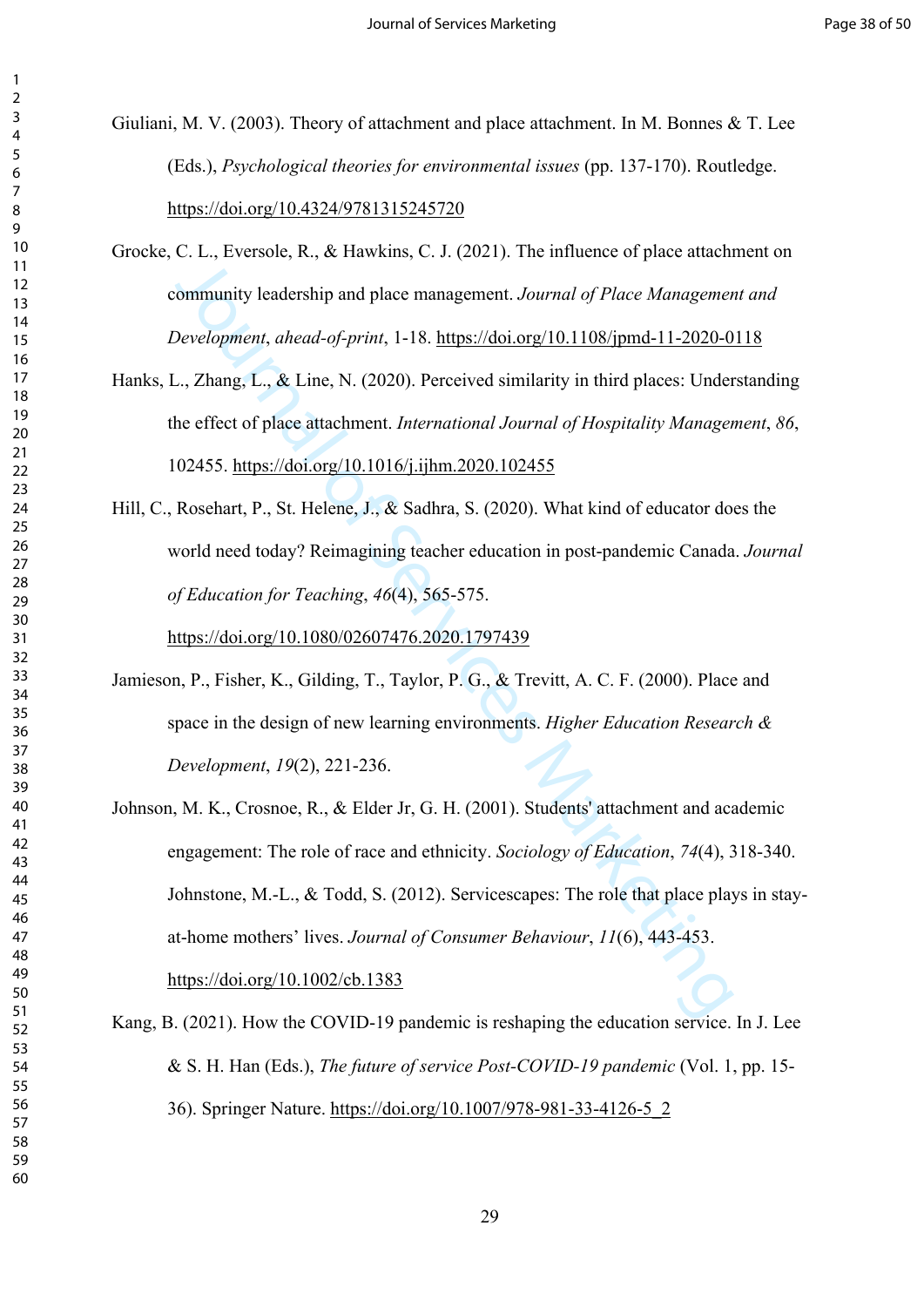Giuliani, M. V. (2003). Theory of attachment and place attachment. In M. Bonnes & T. Lee (Eds.), *Psychological theories for environmental issues* (pp. 137-170). Routledge. https://doi.org/10.4324/9781315245720

Grocke, C. L., Eversole, R., & Hawkins, C. J. (2021). The influence of place attachment on community leadership and place management. *Journal of Place Management and Development*, *ahead-of-print*, 1-18. https://doi.org/10.1108/jpmd-11-2020-0118

Hanks, L., Zhang, L., & Line, N. (2020). Perceived similarity in third places: Understanding the effect of place attachment. *International Journal of Hospitality Management*, *86*, 102455. https://doi.org/10.1016/j.ijhm.2020.102455

Hill, C., Rosehart, P., St. Helene, J., & Sadhra, S. (2020). What kind of educator does the world need today? Reimagining teacher education in post-pandemic Canada. *Journal of Education for Teaching*, *46*(4), 565-575. https://doi.org/10.1080/02607476.2020.1797439

Jamieson, P., Fisher, K., Gilding, T., Taylor, P. G., & Trevitt, A. C. F. (2000). Place and space in the design of new learning environments. *Higher Education Research & Development*, *19*(2), 221-236.

Johnson, M. K., Crosnoe, R., & Elder Jr, G. H. (2001). Students' attachment and academic engagement: The role of race and ethnicity. *Sociology of Education*, *74*(4), 318-340.

Johnstone, M.-L., & Todd, S. (2012). Servicescapes: The role that place plays in stay-at-home mothers' lives. *Journal of Consumer Behaviour*, *11*(6), 443-453. https://doi.org/10.1002/cb.1383

Kang, B. (2021). How the COVID-19 pandemic is reshaping the education service. In J. Lee & S. H. Han (Eds.), *The future of service Post-COVID-19 pandemic* (Vol. 1, pp. 15-36). Springer Nature. https://doi.org/10.1007/978-981-33-4126-5_2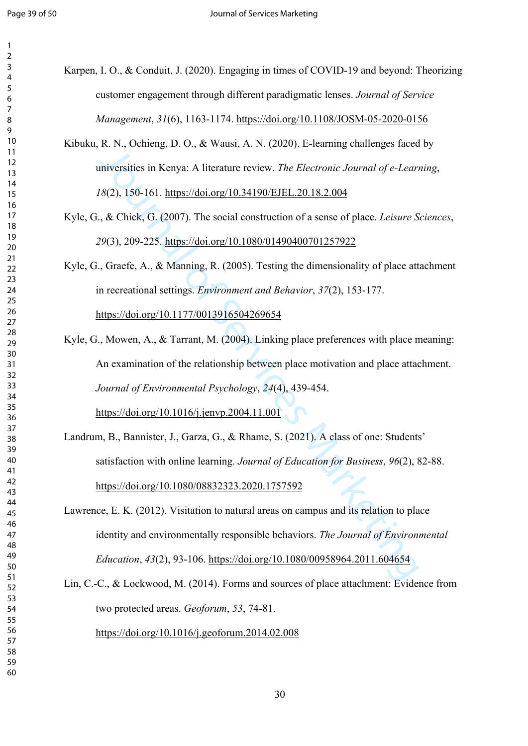Karpen, I. O., & Conduit, J. (2020). Engaging in times of COVID-19 and beyond: Theorizing customer engagement through different paradigmatic lenses. *Journal of Service Management*, *31*(6), 1163-1174. https://doi.org/10.1108/JOSM-05-2020-0156

Kibuku, R. N., Ochieng, D. O., & Wausi, A. N. (2020). E-learning challenges faced by universities in Kenya: A literature review. *The Electronic Journal of e-Learning*, *18*(2), 150-161. https://doi.org/10.34190/EJEL.20.18.2.004

Kyle, G., & Chick, G. (2007). The social construction of a sense of place. *Leisure Sciences*, *29*(3), 209-225. https://doi.org/10.1080/01490400701257922

Kyle, G., Graefe, A., & Manning, R. (2005). Testing the dimensionality of place attachment in recreational settings. *Environment and Behavior*, *37*(2), 153-177. https://doi.org/10.1177/0013916504269654

Kyle, G., Mowen, A., & Tarrant, M. (2004). Linking place preferences with place meaning: An examination of the relationship between place motivation and place attachment. *Journal of Environmental Psychology*, *24*(4), 439-454. https://doi.org/10.1016/j.jenvp.2004.11.001

Landrum, B., Bannister, J., Garza, G., & Rhame, S. (2021). A class of one: Students' satisfaction with online learning. *Journal of Education for Business*, *96*(2), 82-88. https://doi.org/10.1080/08832323.2020.1757592

Lawrence, E. K. (2012). Visitation to natural areas on campus and its relation to place identity and environmentally responsible behaviors. *The Journal of Environmental Education*, *43*(2), 93-106. https://doi.org/10.1080/00958964.2011.604654

Lin, C.-C., & Lockwood, M. (2014). Forms and sources of place attachment: Evidence from two protected areas. *Geoforum*, *53*, 74-81. https://doi.org/10.1016/j.geoforum.2014.02.008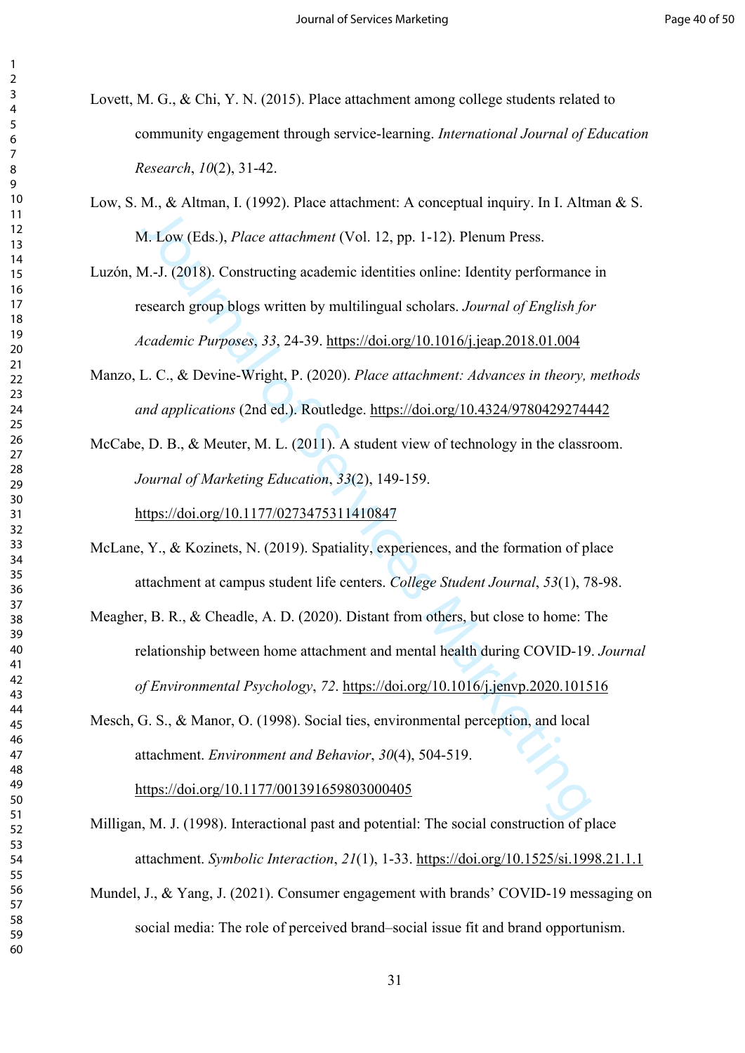Lovett, M. G., & Chi, Y. N. (2015). Place attachment among college students related to community engagement through service-learning. *International Journal of Education Research*, *10*(2), 31-42.

Low, S. M., & Altman, I. (1992). Place attachment: A conceptual inquiry. In I. Altman & S. M. Low (Eds.), *Place attachment* (Vol. 12, pp. 1-12). Plenum Press.

Luzón, M.-J. (2018). Constructing academic identities online: Identity performance in research group blogs written by multilingual scholars. *Journal of English for Academic Purposes*, *33*, 24-39. https://doi.org/10.1016/j.jeap.2018.01.004

Manzo, L. C., & Devine-Wright, P. (2020). *Place attachment: Advances in theory, methods and applications* (2nd ed.). Routledge. https://doi.org/10.4324/9780429274442

McCabe, D. B., & Meuter, M. L. (2011). A student view of technology in the classroom. *Journal of Marketing Education*, *33*(2), 149-159. https://doi.org/10.1177/0273475311410847

McLane, Y., & Kozinets, N. (2019). Spatiality, experiences, and the formation of place attachment at campus student life centers. *College Student Journal*, *53*(1), 78-98.

Meagher, B. R., & Cheadle, A. D. (2020). Distant from others, but close to home: The relationship between home attachment and mental health during COVID-19. *Journal of Environmental Psychology*, *72*. https://doi.org/10.1016/j.jenvp.2020.101516

Mesch, G. S., & Manor, O. (1998). Social ties, environmental perception, and local attachment. *Environment and Behavior*, *30*(4), 504-519. https://doi.org/10.1177/001391659803000405

Milligan, M. J. (1998). Interactional past and potential: The social construction of place attachment. *Symbolic Interaction*, *21*(1), 1-33. https://doi.org/10.1525/si.1998.21.1.1

Mundel, J., & Yang, J. (2021). Consumer engagement with brands' COVID-19 messaging on social media: The role of perceived brand–social issue fit and brand opportunism.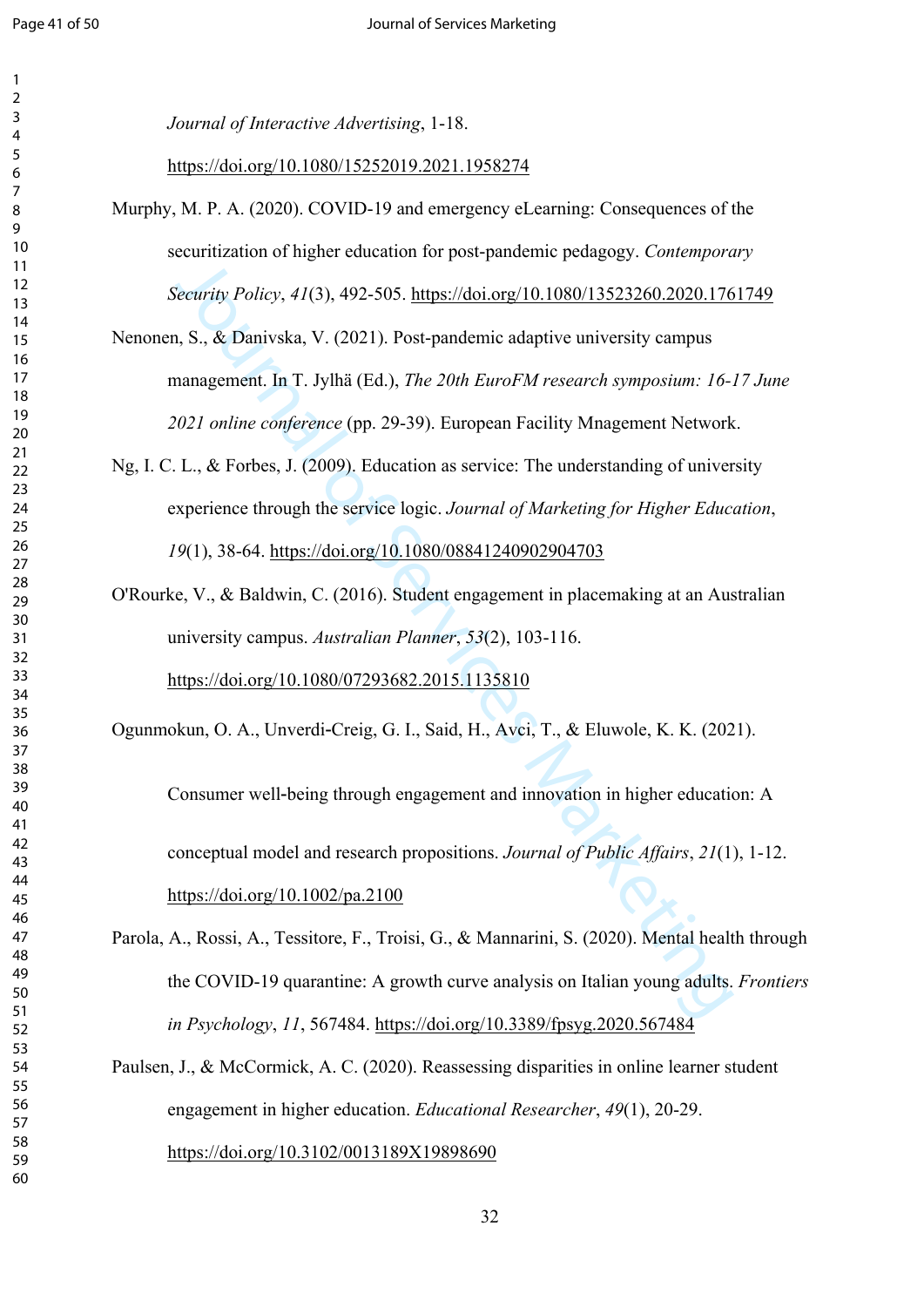*Journal of Interactive Advertising*, 1-18. https://doi.org/10.1080/15252019.2021.1958274

Murphy, M. P. A. (2020). COVID-19 and emergency eLearning: Consequences of the securitization of higher education for post-pandemic pedagogy. *Contemporary Security Policy*, *41*(3), 492-505. https://doi.org/10.1080/13523260.2020.1761749

Nenonen, S., & Danivska, V. (2021). Post-pandemic adaptive university campus management. In T. Jylhä (Ed.), *The 20th EuroFM research symposium: 16-17 June 2021 online conference* (pp. 29-39). European Facility Mnagement Network.

Ng, I. C. L., & Forbes, J. (2009). Education as service: The understanding of university experience through the service logic. *Journal of Marketing for Higher Education*, *19*(1), 38-64. https://doi.org/10.1080/08841240902904703

O'Rourke, V., & Baldwin, C. (2016). Student engagement in placemaking at an Australian university campus. *Australian Planner*, *53*(2), 103-116. https://doi.org/10.1080/07293682.2015.1135810

Ogunmokun, O. A., Unverdi-Creig, G. I., Said, H., Avci, T., & Eluwole, K. K. (2021). Consumer well-being through engagement and innovation in higher education: A conceptual model and research propositions. *Journal of Public Affairs*, *21*(1), 1-12. https://doi.org/10.1002/pa.2100

Parola, A., Rossi, A., Tessitore, F., Troisi, G., & Mannarini, S. (2020). Mental health through the COVID-19 quarantine: A growth curve analysis on Italian young adults. *Frontiers in Psychology*, *11*, 567484. https://doi.org/10.3389/fpsyg.2020.567484

Paulsen, J., & McCormick, A. C. (2020). Reassessing disparities in online learner student engagement in higher education. *Educational Researcher*, *49*(1), 20-29. https://doi.org/10.3102/0013189X19898690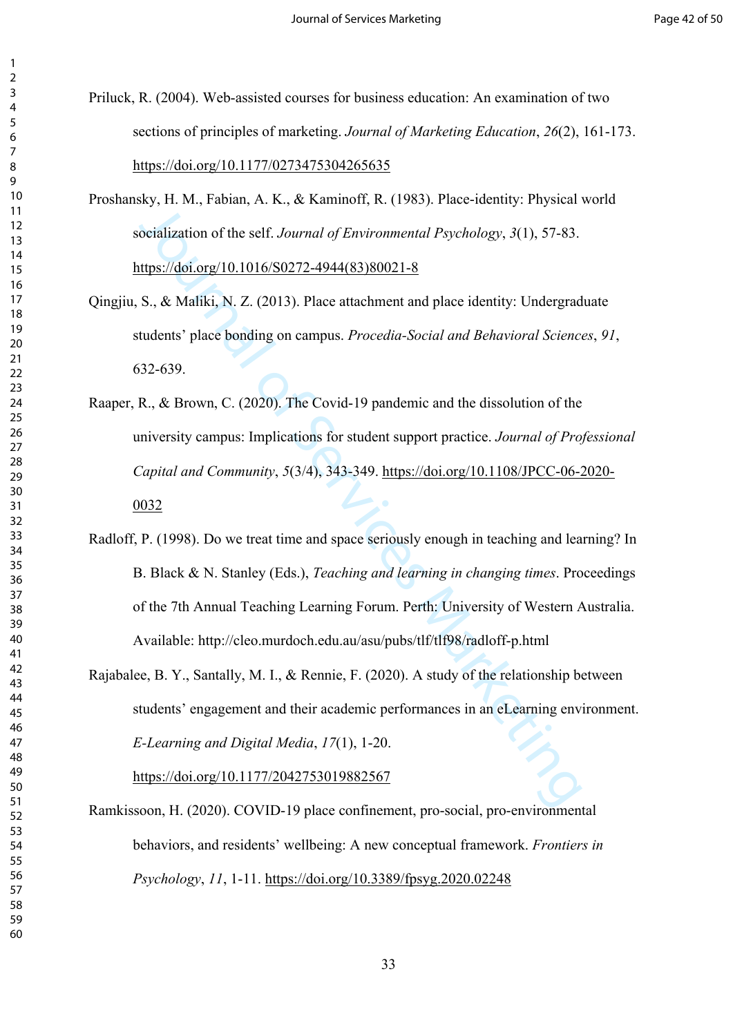Priluck, R. (2004). Web-assisted courses for business education: An examination of two sections of principles of marketing. *Journal of Marketing Education*, *26*(2), 161-173. https://doi.org/10.1177/0273475304265635

Proshansky, H. M., Fabian, A. K., & Kaminoff, R. (1983). Place-identity: Physical world socialization of the self. *Journal of Environmental Psychology*, *3*(1), 57-83. https://doi.org/10.1016/S0272-4944(83)80021-8

Qingjiu, S., & Maliki, N. Z. (2013). Place attachment and place identity: Undergraduate students' place bonding on campus. *Procedia-Social and Behavioral Sciences*, *91*, 632-639.

Raaper, R., & Brown, C. (2020). The Covid-19 pandemic and the dissolution of the university campus: Implications for student support practice. *Journal of Professional Capital and Community*, *5*(3/4), 343-349. https://doi.org/10.1108/JPCC-06-2020-0032

Radloff, P. (1998). Do we treat time and space seriously enough in teaching and learning? In B. Black & N. Stanley (Eds.), *Teaching and learning in changing times*. Proceedings of the 7th Annual Teaching Learning Forum. Perth: University of Western Australia. Available: http://cleo.murdoch.edu.au/asu/pubs/tlf/tlf98/radloff-p.html

Rajabalee, B. Y., Santally, M. I., & Rennie, F. (2020). A study of the relationship between students' engagement and their academic performances in an eLearning environment. *E-Learning and Digital Media*, *17*(1), 1-20. https://doi.org/10.1177/2042753019882567

Ramkissoon, H. (2020). COVID-19 place confinement, pro-social, pro-environmental behaviors, and residents' wellbeing: A new conceptual framework. *Frontiers in Psychology*, *11*, 1-11. https://doi.org/10.3389/fpsyg.2020.02248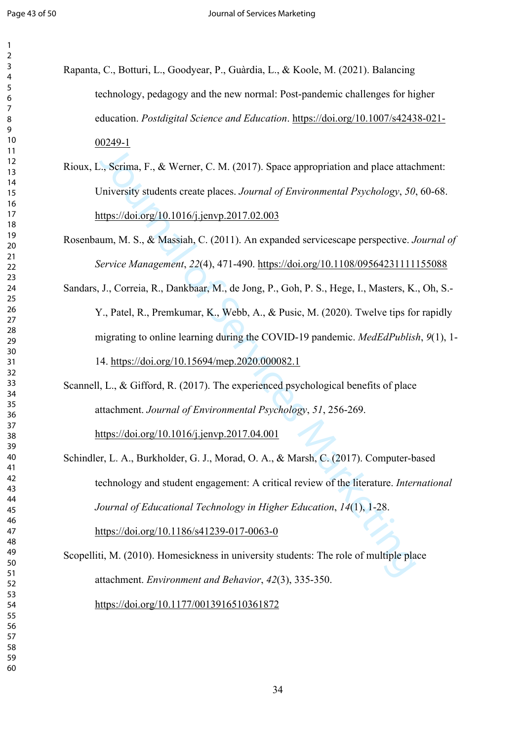Rapanta, C., Botturi, L., Goodyear, P., Guàrdia, L., & Koole, M. (2021). Balancing technology, pedagogy and the new normal: Post-pandemic challenges for higher education. *Postdigital Science and Education*. https://doi.org/10.1007/s42438-021-00249-1

Rioux, L., Scrima, F., & Werner, C. M. (2017). Space appropriation and place attachment: University students create places. *Journal of Environmental Psychology*, *50*, 60-68. https://doi.org/10.1016/j.jenvp.2017.02.003

Rosenbaum, M. S., & Massiah, C. (2011). An expanded servicescape perspective. *Journal of Service Management*, *22*(4), 471-490. https://doi.org/10.1108/09564231111155088

Sandars, J., Correia, R., Dankbaar, M., de Jong, P., Goh, P. S., Hege, I., Masters, K., Oh, S.-Y., Patel, R., Premkumar, K., Webb, A., & Pusic, M. (2020). Twelve tips for rapidly migrating to online learning during the COVID-19 pandemic. *MedEdPublish*, *9*(1), 1-14. https://doi.org/10.15694/mep.2020.000082.1

Scannell, L., & Gifford, R. (2017). The experienced psychological benefits of place attachment. *Journal of Environmental Psychology*, *51*, 256-269. https://doi.org/10.1016/j.jenvp.2017.04.001

Schindler, L. A., Burkholder, G. J., Morad, O. A., & Marsh, C. (2017). Computer-based technology and student engagement: A critical review of the literature. *International Journal of Educational Technology in Higher Education*, *14*(1), 1-28. https://doi.org/10.1186/s41239-017-0063-0

Scopelliti, M. (2010). Homesickness in university students: The role of multiple place attachment. *Environment and Behavior*, *42*(3), 335-350. https://doi.org/10.1177/0013916510361872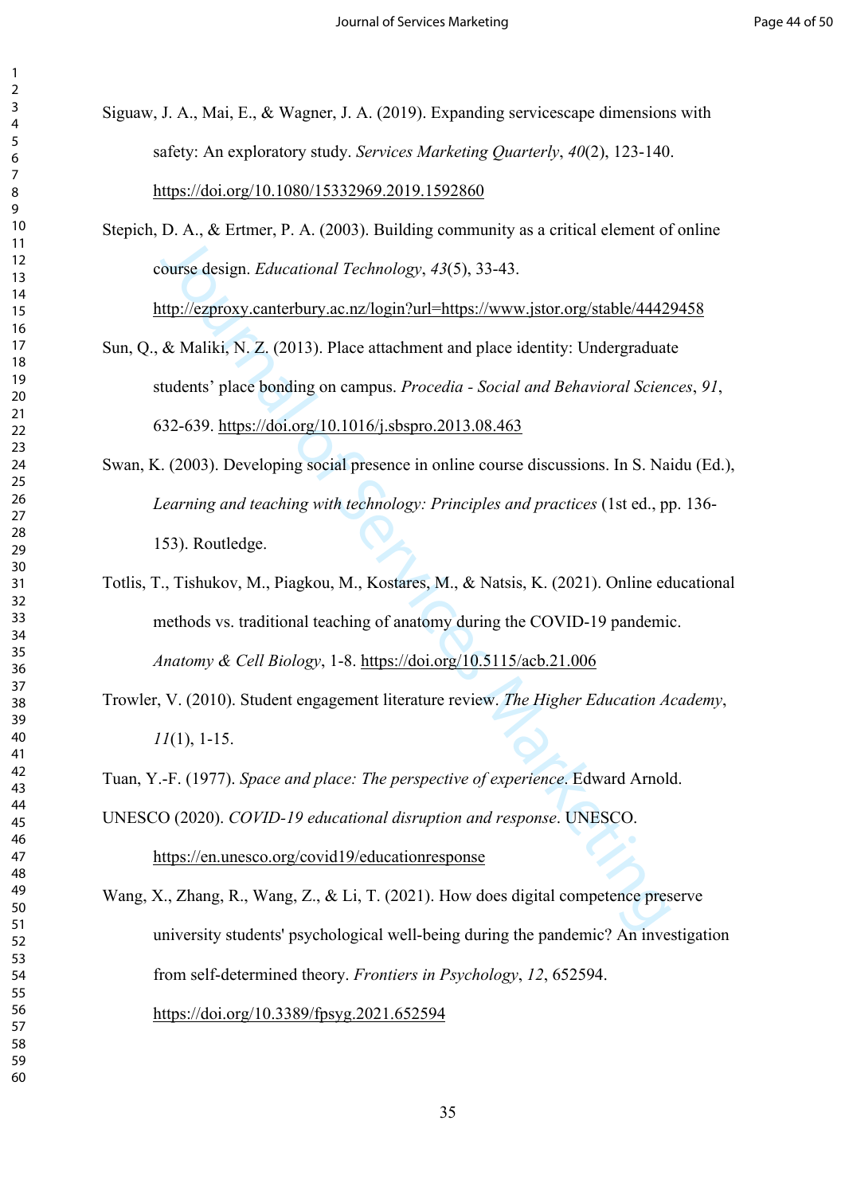Siguaw, J. A., Mai, E., & Wagner, J. A. (2019). Expanding servicescape dimensions with safety: An exploratory study. *Services Marketing Quarterly*, *40*(2), 123-140. https://doi.org/10.1080/15332969.2019.1592860

Stepich, D. A., & Ertmer, P. A. (2003). Building community as a critical element of online course design. *Educational Technology*, *43*(5), 33-43. http://ezproxy.canterbury.ac.nz/login?url=https://www.jstor.org/stable/44429458

Sun, Q., & Maliki, N. Z. (2013). Place attachment and place identity: Undergraduate students' place bonding on campus. *Procedia - Social and Behavioral Sciences*, *91*, 632-639. https://doi.org/10.1016/j.sbspro.2013.08.463

Swan, K. (2003). Developing social presence in online course discussions. In S. Naidu (Ed.), *Learning and teaching with technology: Principles and practices* (1st ed., pp. 136-153). Routledge.

Totlis, T., Tishukov, M., Piagkou, M., Kostares, M., & Natsis, K. (2021). Online educational methods vs. traditional teaching of anatomy during the COVID-19 pandemic. *Anatomy & Cell Biology*, 1-8. https://doi.org/10.5115/acb.21.006

Trowler, V. (2010). Student engagement literature review. *The Higher Education Academy*, *11*(1), 1-15.

Tuan, Y.-F. (1977). *Space and place: The perspective of experience*. Edward Arnold.

UNESCO (2020). *COVID-19 educational disruption and response*. UNESCO. https://en.unesco.org/covid19/educationresponse

Wang, X., Zhang, R., Wang, Z., & Li, T. (2021). How does digital competence preserve university students' psychological well-being during the pandemic? An investigation from self-determined theory. *Frontiers in Psychology*, *12*, 652594. https://doi.org/10.3389/fpsyg.2021.652594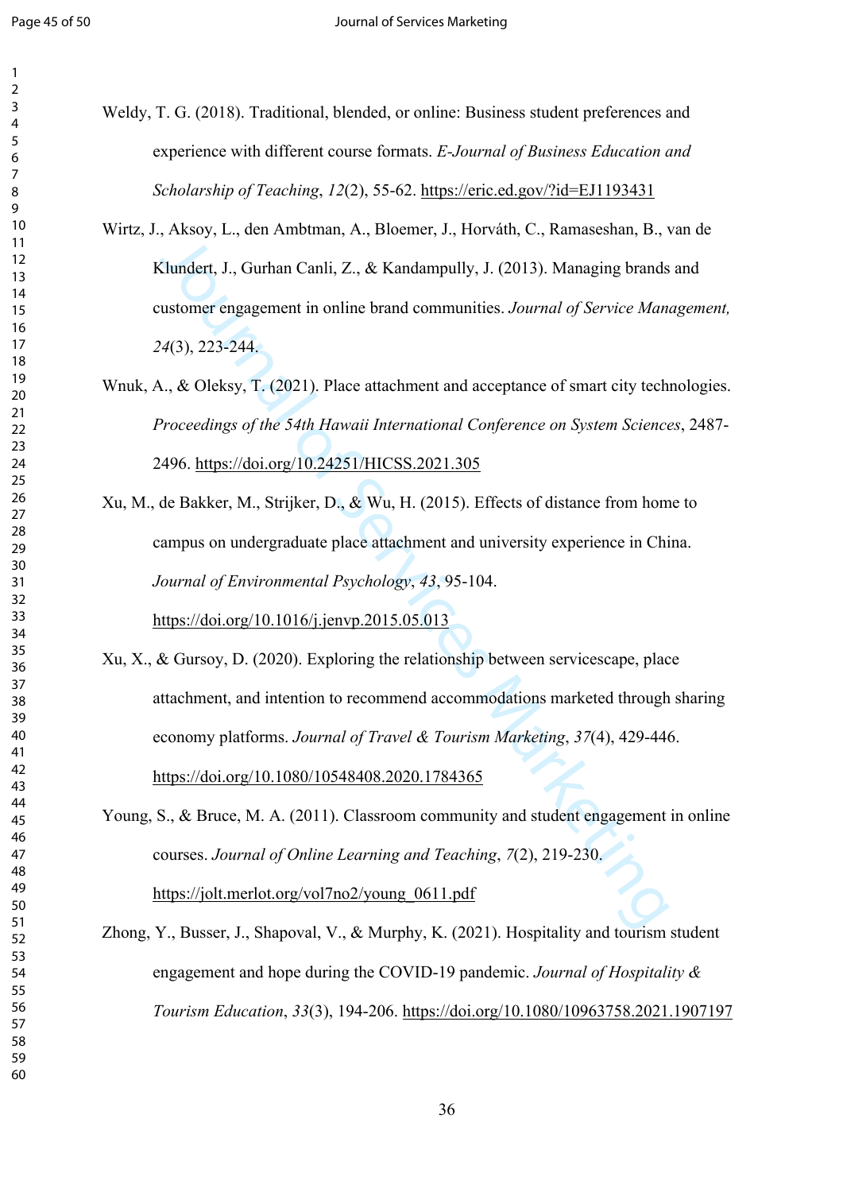Weldy, T. G. (2018). Traditional, blended, or online: Business student preferences and experience with different course formats. *E-Journal of Business Education and Scholarship of Teaching*, *12*(2), 55-62. https://eric.ed.gov/?id=EJ1193431

Wirtz, J., Aksoy, L., den Ambtman, A., Bloemer, J., Horváth, C., Ramaseshan, B., van de Klundert, J., Gurhan Canli, Z., & Kandampully, J. (2013). Managing brands and customer engagement in online brand communities. *Journal of Service Management, 24*(3), 223-244.

Wnuk, A., & Oleksy, T. (2021). Place attachment and acceptance of smart city technologies. *Proceedings of the 54th Hawaii International Conference on System Sciences*, 2487-2496. https://doi.org/10.24251/HICSS.2021.305

Xu, M., de Bakker, M., Strijker, D., & Wu, H. (2015). Effects of distance from home to campus on undergraduate place attachment and university experience in China. *Journal of Environmental Psychology*, *43*, 95-104. https://doi.org/10.1016/j.jenvp.2015.05.013

Xu, X., & Gursoy, D. (2020). Exploring the relationship between servicescape, place attachment, and intention to recommend accommodations marketed through sharing economy platforms. *Journal of Travel & Tourism Marketing*, *37*(4), 429-446. https://doi.org/10.1080/10548408.2020.1784365

Young, S., & Bruce, M. A. (2011). Classroom community and student engagement in online courses. *Journal of Online Learning and Teaching*, *7*(2), 219-230. https://jolt.merlot.org/vol7no2/young_0611.pdf

Zhong, Y., Busser, J., Shapoval, V., & Murphy, K. (2021). Hospitality and tourism student engagement and hope during the COVID-19 pandemic. *Journal of Hospitality & Tourism Education*, *33*(3), 194-206. https://doi.org/10.1080/10963758.2021.1907197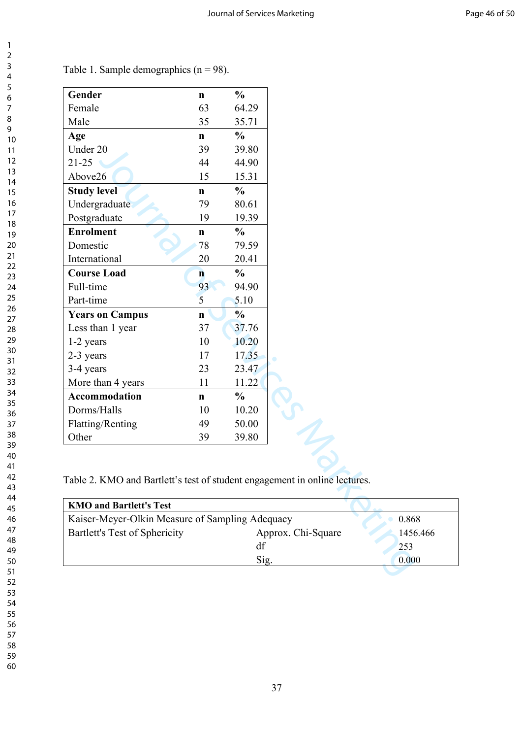Table 1. Sample demographics (n = 98).

| **Gender** | **n** | **%** |
|---|---|---|
| Female | 63 | 64.29 |
| Male | 35 | 35.71 |
| **Age** | **n** | **%** |
| Under 20 | 39 | 39.80 |
| 21-25 | 44 | 44.90 |
| Above26 | 15 | 15.31 |
| **Study level** | **n** | **%** |
| Undergraduate | 79 | 80.61 |
| Postgraduate | 19 | 19.39 |
| **Enrolment** | **n** | **%** |
| Domestic | 78 | 79.59 |
| International | 20 | 20.41 |
| **Course Load** | **n** | **%** |
| Full-time | 93 | 94.90 |
| Part-time | 5 | 5.10 |
| **Years on Campus** | **n** | **%** |
| Less than 1 year | 37 | 37.76 |
| 1-2 years | 10 | 10.20 |
| 2-3 years | 17 | 17.35 |
| 3-4 years | 23 | 23.47 |
| More than 4 years | 11 | 11.22 |
| **Accommodation** | **n** | **%** |
| Dorms/Halls | 10 | 10.20 |
| Flatting/Renting | 49 | 50.00 |
| Other | 39 | 39.80 |

Table 2. KMO and Bartlett's test of student engagement in online lectures.

| **KMO and Bartlett's Test** | | |
|---|---|---|
| Kaiser-Meyer-Olkin Measure of Sampling Adequacy | | 0.868 |
| Bartlett's Test of Sphericity | Approx. Chi-Square | 1456.466 |
| | df | 253 |
| | Sig. | 0.000 |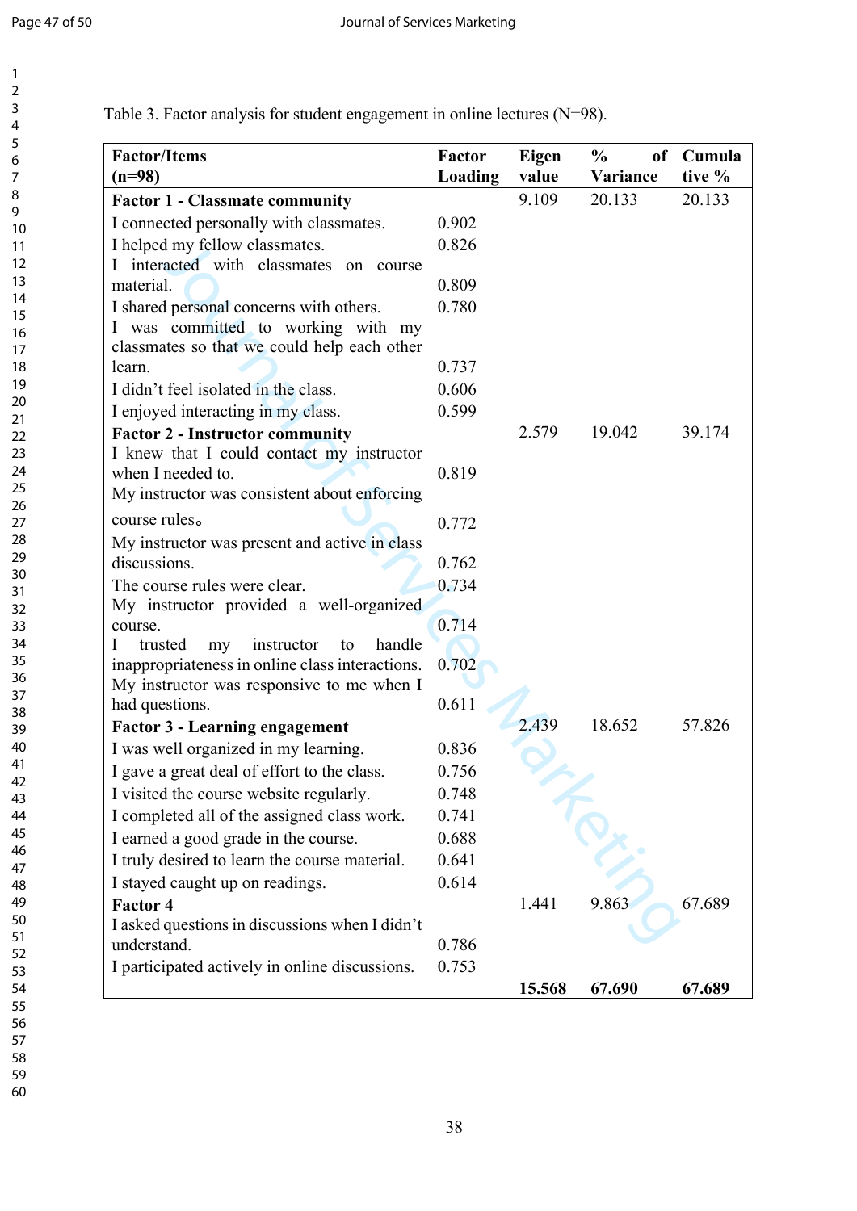Table 3. Factor analysis for student engagement in online lectures (N=98).

| Factor/Items (n=98) | Factor Loading | Eigen value | % of Variance | Cumulative % |
|---|---|---|---|---|
| **Factor 1 - Classmate community** | | 9.109 | 20.133 | 20.133 |
| I connected personally with classmates. | 0.902 | | | |
| I helped my fellow classmates. | 0.826 | | | |
| I interacted with classmates on course material. | 0.809 | | | |
| I shared personal concerns with others. | 0.780 | | | |
| I was committed to working with my classmates so that we could help each other learn. | 0.737 | | | |
| I didn't feel isolated in the class. | 0.606 | | | |
| I enjoyed interacting in my class. | 0.599 | | | |
| **Factor 2 - Instructor community** | | 2.579 | 19.042 | 39.174 |
| I knew that I could contact my instructor when I needed to. | 0.819 | | | |
| My instructor was consistent about enforcing course rules。 | 0.772 | | | |
| My instructor was present and active in class discussions. | 0.762 | | | |
| The course rules were clear. | 0.734 | | | |
| My instructor provided a well-organized course. | 0.714 | | | |
| I trusted my instructor to handle inappropriateness in online class interactions. | 0.702 | | | |
| My instructor was responsive to me when I had questions. | 0.611 | | | |
| **Factor 3 - Learning engagement** | | 2.439 | 18.652 | 57.826 |
| I was well organized in my learning. | 0.836 | | | |
| I gave a great deal of effort to the class. | 0.756 | | | |
| I visited the course website regularly. | 0.748 | | | |
| I completed all of the assigned class work. | 0.741 | | | |
| I earned a good grade in the course. | 0.688 | | | |
| I truly desired to learn the course material. | 0.641 | | | |
| I stayed caught up on readings. | 0.614 | | | |
| **Factor 4** | | 1.441 | 9.863 | 67.689 |
| I asked questions in discussions when I didn't understand. | 0.786 | | | |
| I participated actively in online discussions. | 0.753 | | | |
| | | **15.568** | **67.690** | **67.689** |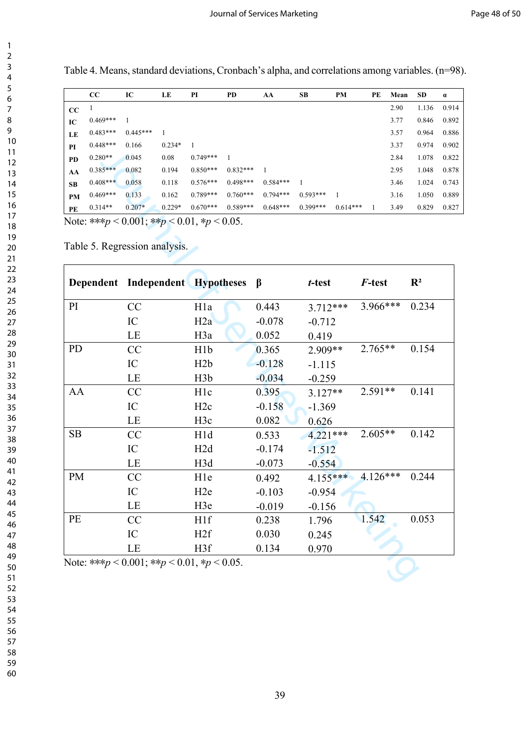Table 4. Means, standard deviations, Cronbach's alpha, and correlations among variables. (n=98).

| | CC | IC | LE | PI | PD | AA | SB | PM | PE | Mean | SD | α |
|---|---|---|---|---|---|---|---|---|---|---|---|---|
| **CC** | 1 | | | | | | | | | 2.90 | 1.136 | 0.914 |
| **IC** | 0.469*** | 1 | | | | | | | | 3.77 | 0.846 | 0.892 |
| **LE** | 0.483*** | 0.445*** | 1 | | | | | | | 3.57 | 0.964 | 0.886 |
| **PI** | 0.448*** | 0.166 | 0.234* | 1 | | | | | | 3.37 | 0.974 | 0.902 |
| **PD** | 0.280** | 0.045 | 0.08 | 0.749*** | 1 | | | | | 2.84 | 1.078 | 0.822 |
| **AA** | 0.385*** | 0.082 | 0.194 | 0.850*** | 0.832*** | 1 | | | | 2.95 | 1.048 | 0.878 |
| **SB** | 0.408*** | 0.058 | 0.118 | 0.576*** | 0.498*** | 0.584*** | 1 | | | 3.46 | 1.024 | 0.743 |
| **PM** | 0.469*** | 0.133 | 0.162 | 0.789*** | 0.760*** | 0.794*** | 0.593*** | 1 | | 3.16 | 1.050 | 0.889 |
| **PE** | 0.314** | 0.207* | 0.229* | 0.670*** | 0.589*** | 0.648*** | 0.399*** | 0.614*** | 1 | 3.49 | 0.829 | 0.827 |

Note: \*\*\*$p < 0.001$; \*\*$p < 0.01$, \*$p < 0.05$.

Table 5. Regression analysis.

| Dependent | Independent | Hypotheses | β | *t*-test | *F*-test | $R^2$ |
|---|---|---|---|---|---|---|
| PI | CC | H1a | 0.443 | 3.712*** | 3.966*** | 0.234 |
| | IC | H2a | -0.078 | -0.712 | | |
| | LE | H3a | 0.052 | 0.419 | | |
| PD | CC | H1b | 0.365 | 2.909** | 2.765** | 0.154 |
| | IC | H2b | -0.128 | -1.115 | | |
| | LE | H3b | -0.034 | -0.259 | | |
| AA | CC | H1c | 0.395 | 3.127** | 2.591** | 0.141 |
| | IC | H2c | -0.158 | -1.369 | | |
| | LE | H3c | 0.082 | 0.626 | | |
| SB | CC | H1d | 0.533 | 4.221*** | 2.605** | 0.142 |
| | IC | H2d | -0.174 | -1.512 | | |
| | LE | H3d | -0.073 | -0.554 | | |
| PM | CC | H1e | 0.492 | 4.155*** | 4.126*** | 0.244 |
| | IC | H2e | -0.103 | -0.954 | | |
| | LE | H3e | -0.019 | -0.156 | | |
| PE | CC | H1f | 0.238 | 1.796 | 1.542 | 0.053 |
| | IC | H2f | 0.030 | 0.245 | | |
| | LE | H3f | 0.134 | 0.970 | | |

Note: \*\*\*$p < 0.001$; \*\*$p < 0.01$, \*$p < 0.05$.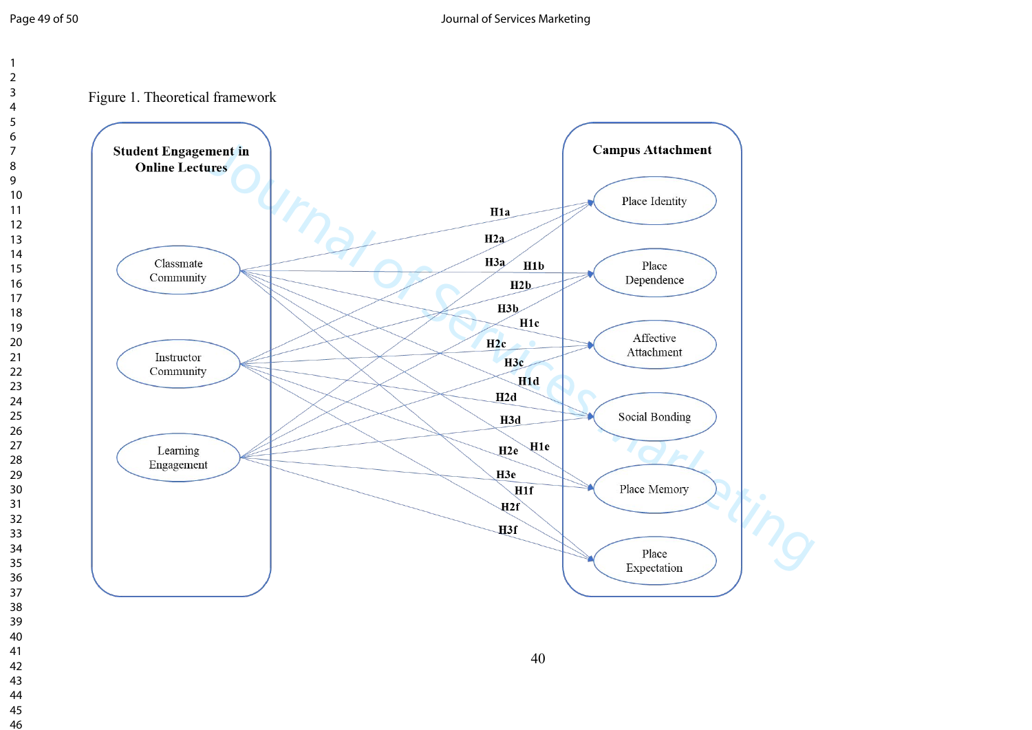Figure 1. Theoretical framework

**Student Engagement in Online Lectures**

- Classmate Community
- Instructor Community
- Learning Engagement

**Campus Attachment**

- Place Identity
- Place Dependence
- Affective Attachment
- Social Bonding
- Place Memory
- Place Expectation

H1a, H2a, H3a, H1b, H2b, H3b, H1c, H2c, H3c, H1d, H2d, H3d, H1e, H2e, H3e, H1f, H2f, H3f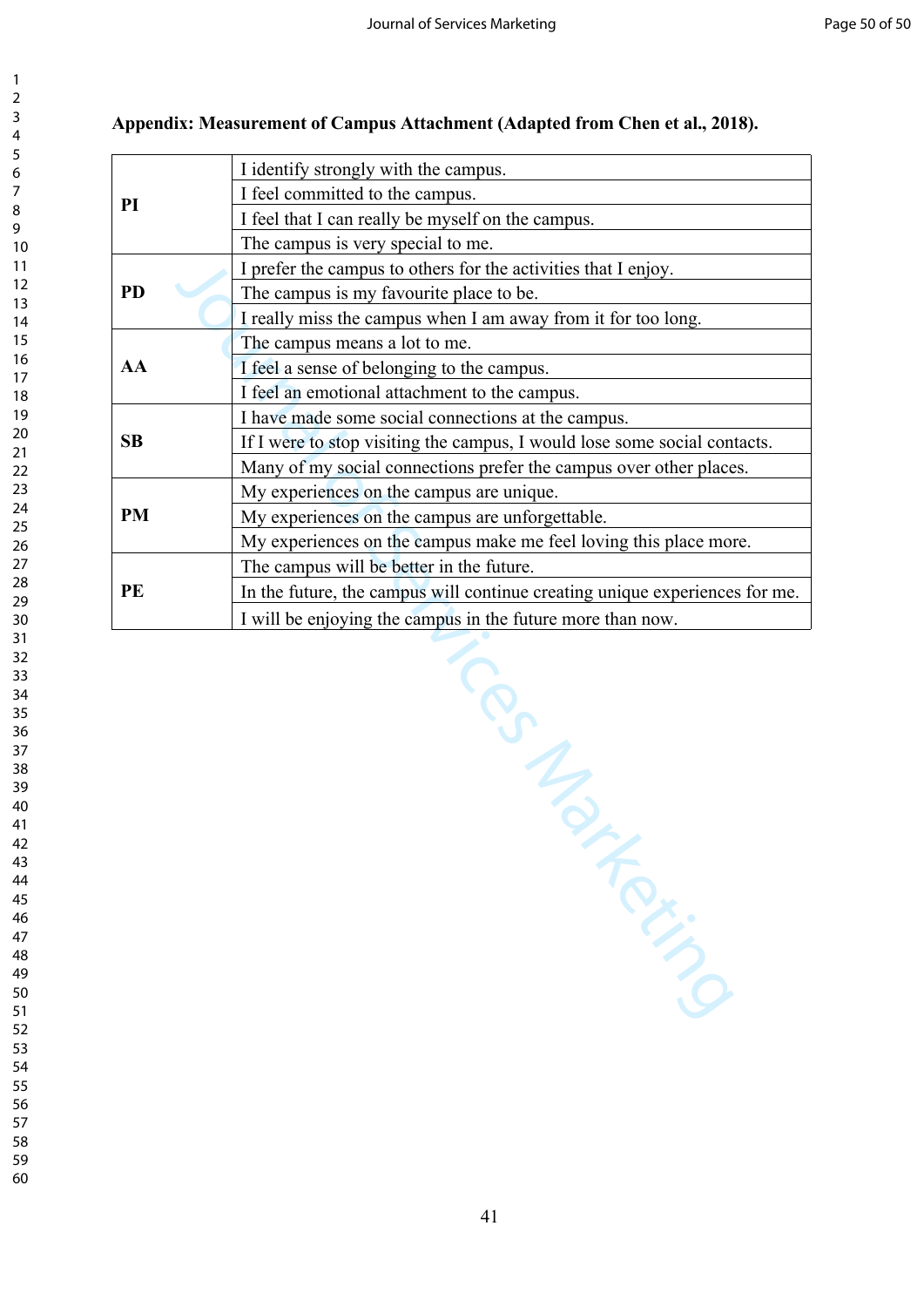**Appendix: Measurement of Campus Attachment (Adapted from Chen et al., 2018).**

| | |
|---|---|
| **PI** | I identify strongly with the campus. |
| | I feel committed to the campus. |
| | I feel that I can really be myself on the campus. |
| | The campus is very special to me. |
| **PD** | I prefer the campus to others for the activities that I enjoy. |
| | The campus is my favourite place to be. |
| | I really miss the campus when I am away from it for too long. |
| **AA** | The campus means a lot to me. |
| | I feel a sense of belonging to the campus. |
| | I feel an emotional attachment to the campus. |
| **SB** | I have made some social connections at the campus. |
| | If I were to stop visiting the campus, I would lose some social contacts. |
| | Many of my social connections prefer the campus over other places. |
| **PM** | My experiences on the campus are unique. |
| | My experiences on the campus are unforgettable. |
| | My experiences on the campus make me feel loving this place more. |
| **PE** | The campus will be better in the future. |
| | In the future, the campus will continue creating unique experiences for me. |
| | I will be enjoying the campus in the future more than now. |